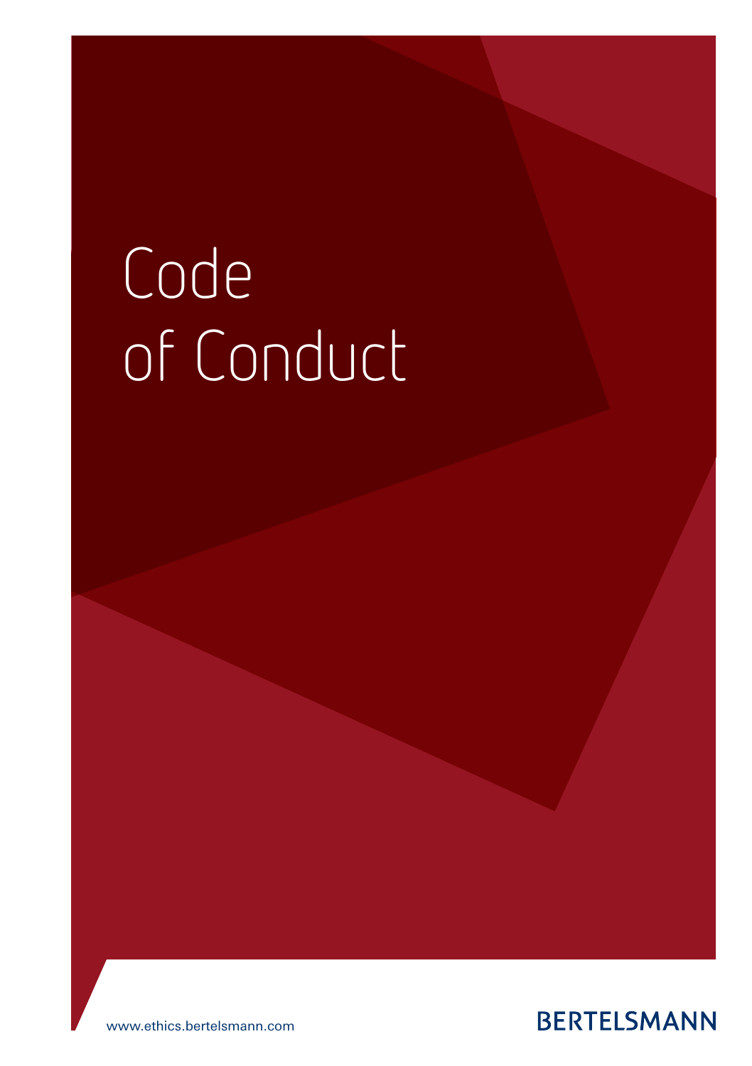# Code of Conduct

www.ethics.bertelsmann.com

BERTELSMANN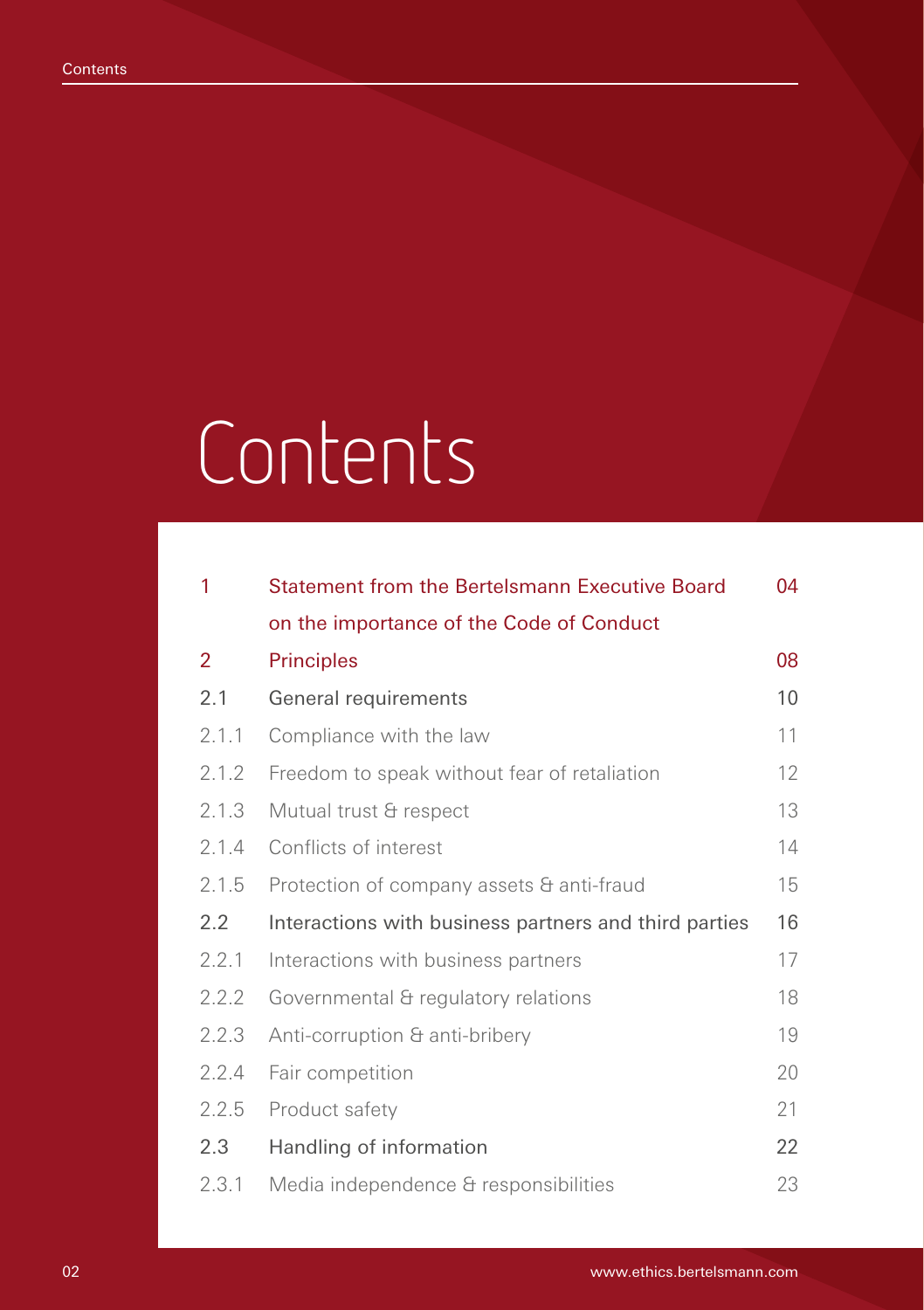# Contents

| | | |
|---|---|---|
| 1 | Statement from the Bertelsmann Executive Board on the importance of the Code of Conduct | 04 |
| 2 | Principles | 08 |
| 2.1 | General requirements | 10 |
| 2.1.1 | Compliance with the law | 11 |
| 2.1.2 | Freedom to speak without fear of retaliation | 12 |
| 2.1.3 | Mutual trust & respect | 13 |
| 2.1.4 | Conflicts of interest | 14 |
| 2.1.5 | Protection of company assets & anti-fraud | 15 |
| 2.2 | Interactions with business partners and third parties | 16 |
| 2.2.1 | Interactions with business partners | 17 |
| 2.2.2 | Governmental & regulatory relations | 18 |
| 2.2.3 | Anti-corruption & anti-bribery | 19 |
| 2.2.4 | Fair competition | 20 |
| 2.2.5 | Product safety | 21 |
| 2.3 | Handling of information | 22 |
| 2.3.1 | Media independence & responsibilities | 23 |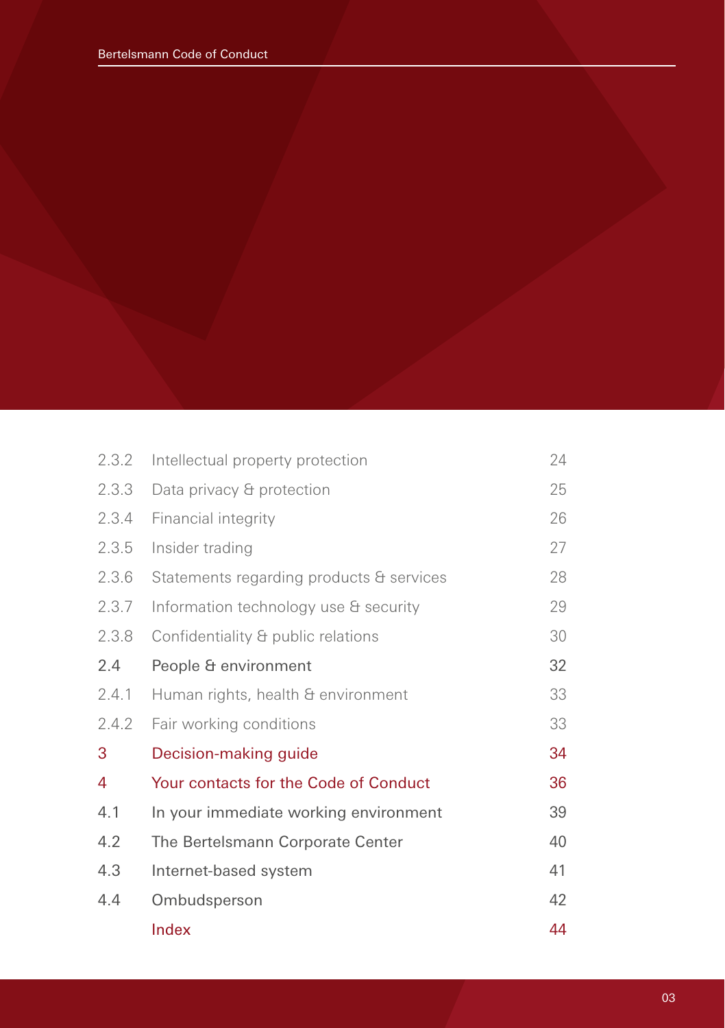| | | |
|---|---|---|
| 2.3.2 | Intellectual property protection | 24 |
| 2.3.3 | Data privacy & protection | 25 |
| 2.3.4 | Financial integrity | 26 |
| 2.3.5 | Insider trading | 27 |
| 2.3.6 | Statements regarding products & services | 28 |
| 2.3.7 | Information technology use & security | 29 |
| 2.3.8 | Confidentiality & public relations | 30 |
| 2.4 | People & environment | 32 |
| 2.4.1 | Human rights, health & environment | 33 |
| 2.4.2 | Fair working conditions | 33 |
| 3 | Decision-making guide | 34 |
| 4 | Your contacts for the Code of Conduct | 36 |
| 4.1 | In your immediate working environment | 39 |
| 4.2 | The Bertelsmann Corporate Center | 40 |
| 4.3 | Internet-based system | 41 |
| 4.4 | Ombudsperson | 42 |
| | Index | 44 |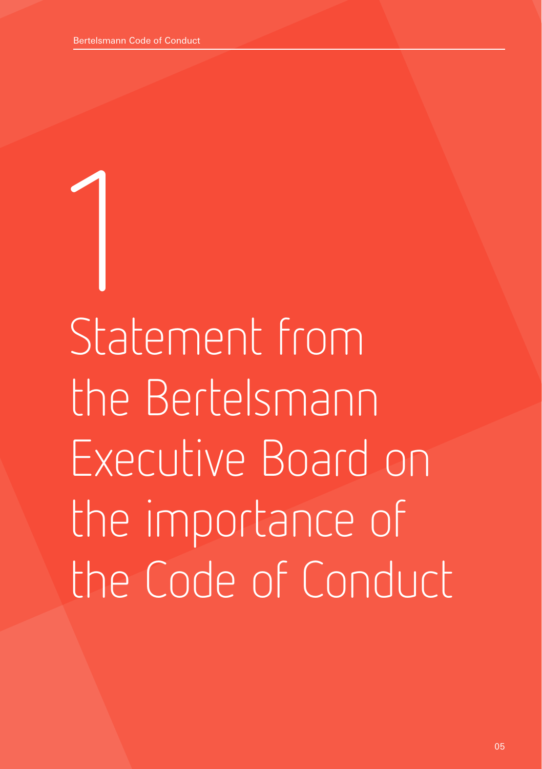# 1

# Statement from the Bertelsmann Executive Board on the importance of the Code of Conduct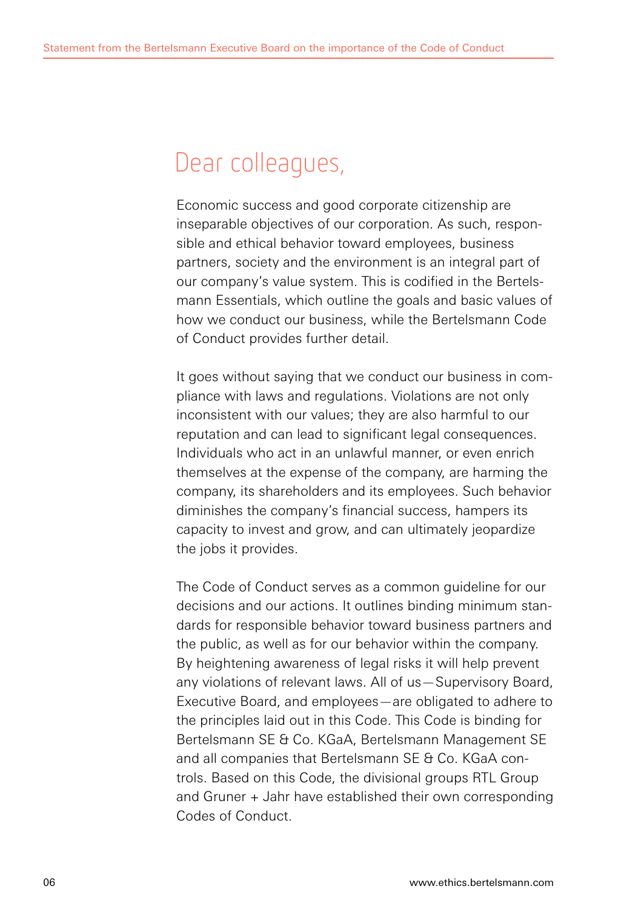# Dear colleagues,

Economic success and good corporate citizenship are inseparable objectives of our corporation. As such, responsible and ethical behavior toward employees, business partners, society and the environment is an integral part of our company's value system. This is codified in the Bertelsmann Essentials, which outline the goals and basic values of how we conduct our business, while the Bertelsmann Code of Conduct provides further detail.

It goes without saying that we conduct our business in compliance with laws and regulations. Violations are not only inconsistent with our values; they are also harmful to our reputation and can lead to significant legal consequences. Individuals who act in an unlawful manner, or even enrich themselves at the expense of the company, are harming the company, its shareholders and its employees. Such behavior diminishes the company's financial success, hampers its capacity to invest and grow, and can ultimately jeopardize the jobs it provides.

The Code of Conduct serves as a common guideline for our decisions and our actions. It outlines binding minimum standards for responsible behavior toward business partners and the public, as well as for our behavior within the company. By heightening awareness of legal risks it will help prevent any violations of relevant laws. All of us—Supervisory Board, Executive Board, and employees—are obligated to adhere to the principles laid out in this Code. This Code is binding for Bertelsmann SE & Co. KGaA, Bertelsmann Management SE and all companies that Bertelsmann SE & Co. KGaA controls. Based on this Code, the divisional groups RTL Group and Gruner + Jahr have established their own corresponding Codes of Conduct.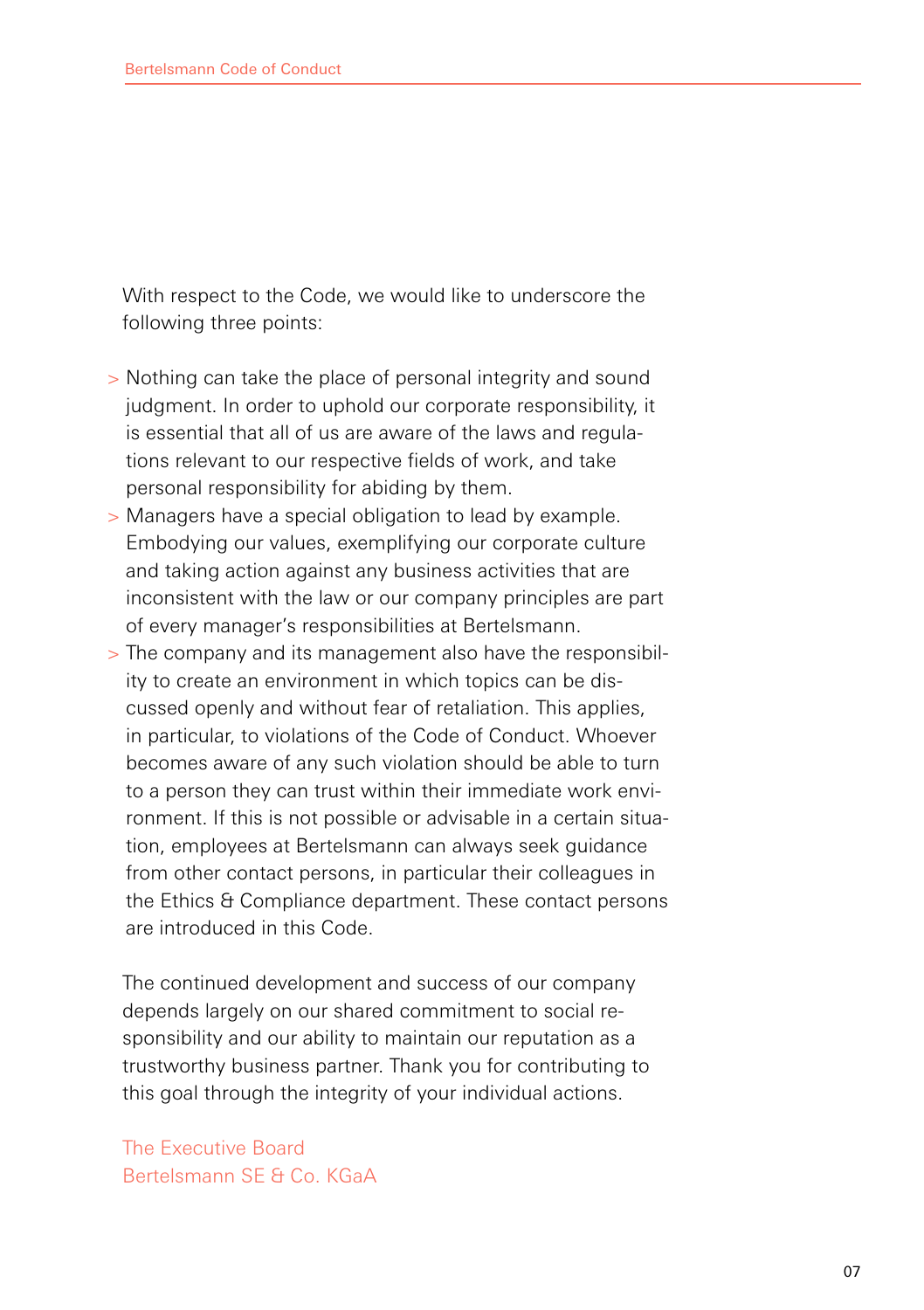With respect to the Code, we would like to underscore the following three points:

- Nothing can take the place of personal integrity and sound judgment. In order to uphold our corporate responsibility, it is essential that all of us are aware of the laws and regulations relevant to our respective fields of work, and take personal responsibility for abiding by them.
- Managers have a special obligation to lead by example. Embodying our values, exemplifying our corporate culture and taking action against any business activities that are inconsistent with the law or our company principles are part of every manager's responsibilities at Bertelsmann.
- The company and its management also have the responsibility to create an environment in which topics can be discussed openly and without fear of retaliation. This applies, in particular, to violations of the Code of Conduct. Whoever becomes aware of any such violation should be able to turn to a person they can trust within their immediate work environment. If this is not possible or advisable in a certain situation, employees at Bertelsmann can always seek guidance from other contact persons, in particular their colleagues in the Ethics & Compliance department. These contact persons are introduced in this Code.

The continued development and success of our company depends largely on our shared commitment to social responsibility and our ability to maintain our reputation as a trustworthy business partner. Thank you for contributing to this goal through the integrity of your individual actions.

The Executive Board
Bertelsmann SE & Co. KGaA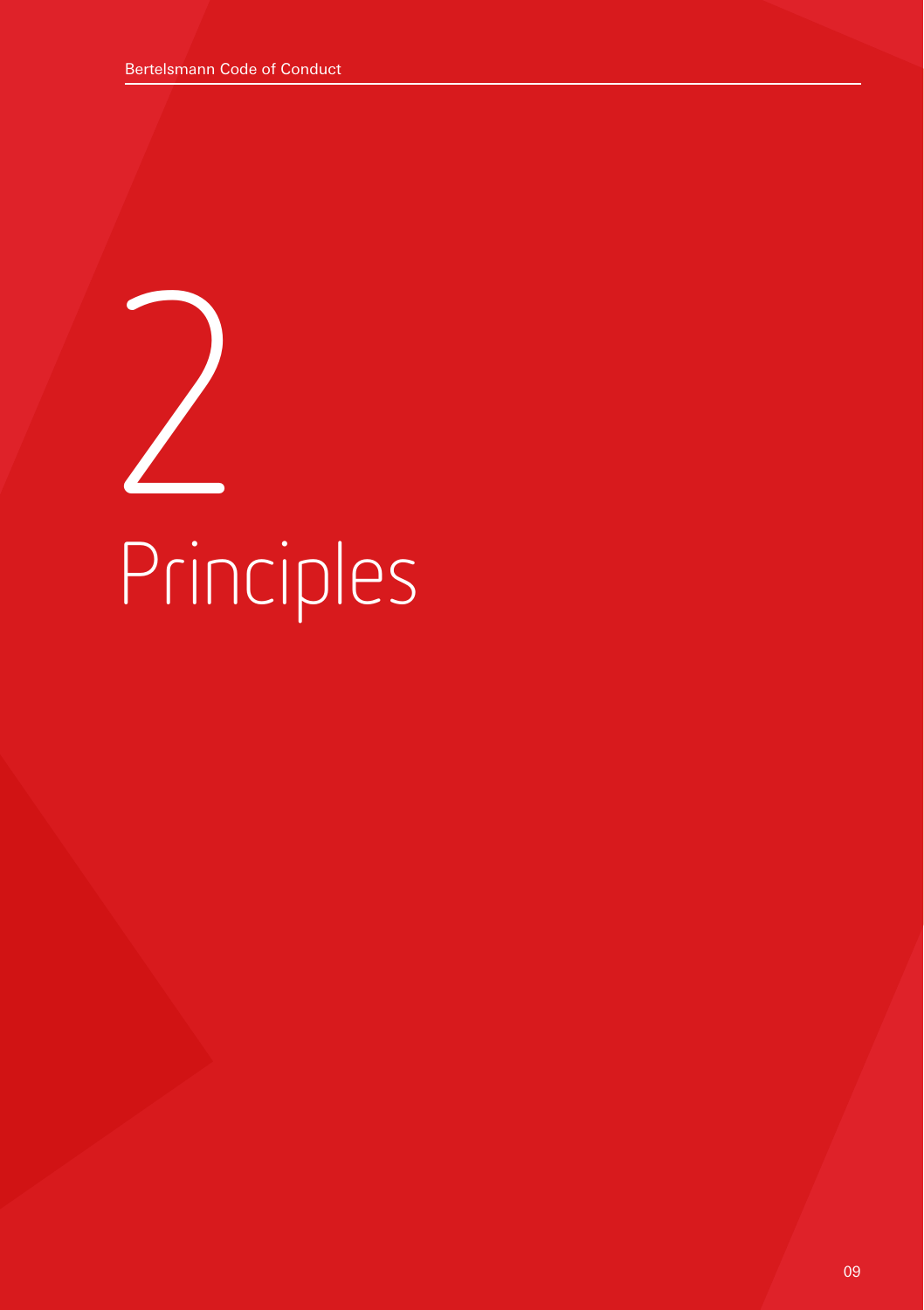# 2 Principles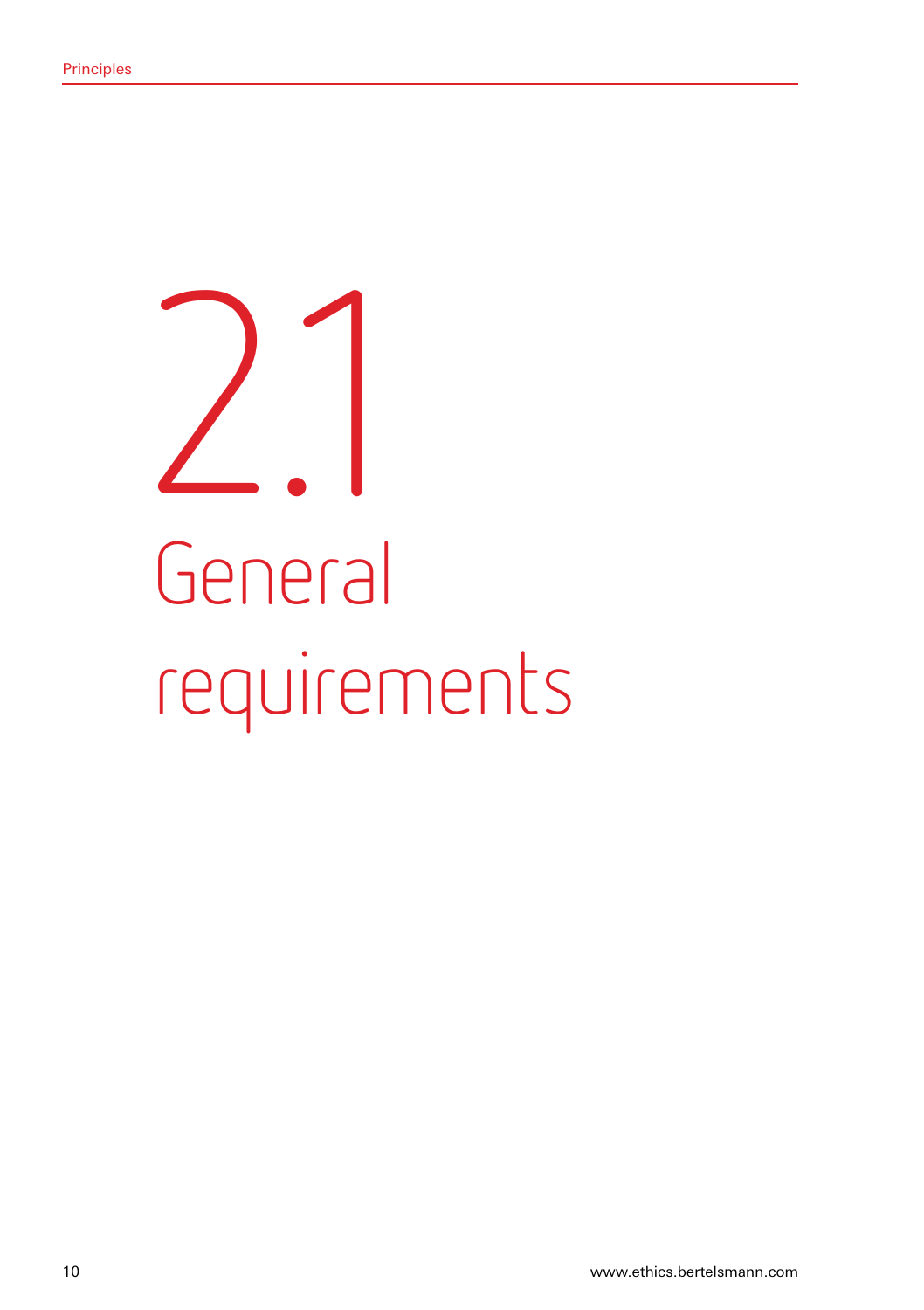# 2.1 General requirements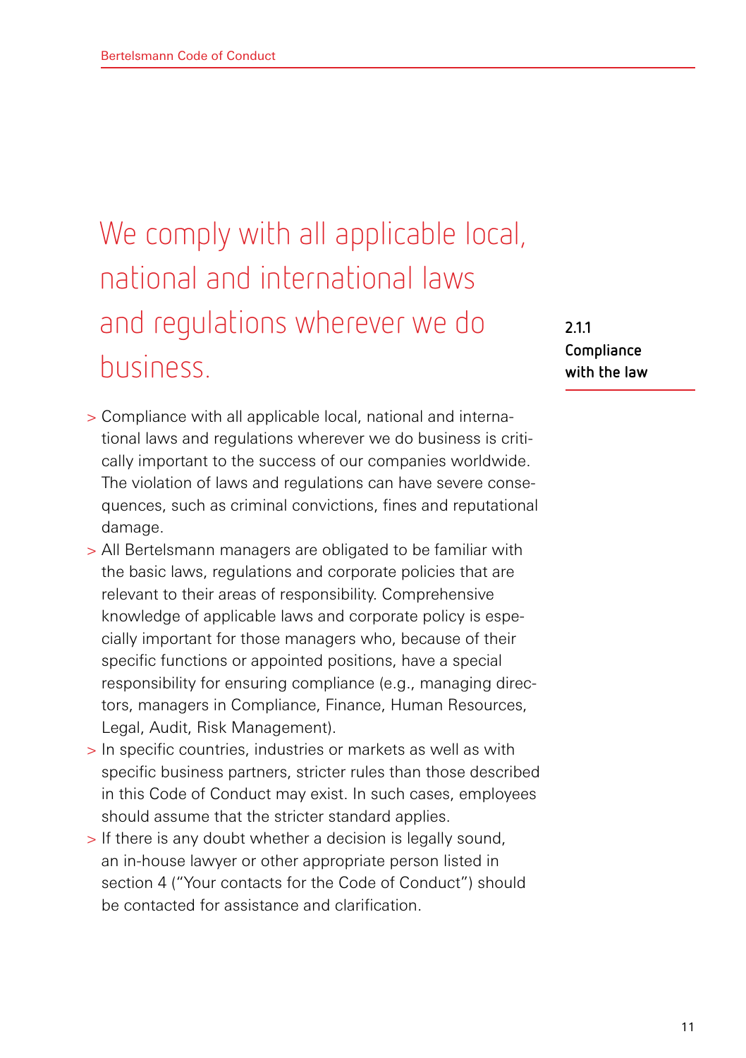### 2.1.1 Compliance with the law

## We comply with all applicable local, national and international laws and regulations wherever we do business.

- Compliance with all applicable local, national and international laws and regulations wherever we do business is critically important to the success of our companies worldwide. The violation of laws and regulations can have severe consequences, such as criminal convictions, fines and reputational damage.
- All Bertelsmann managers are obligated to be familiar with the basic laws, regulations and corporate policies that are relevant to their areas of responsibility. Comprehensive knowledge of applicable laws and corporate policy is especially important for those managers who, because of their specific functions or appointed positions, have a special responsibility for ensuring compliance (e.g., managing directors, managers in Compliance, Finance, Human Resources, Legal, Audit, Risk Management).
- In specific countries, industries or markets as well as with specific business partners, stricter rules than those described in this Code of Conduct may exist. In such cases, employees should assume that the stricter standard applies.
- If there is any doubt whether a decision is legally sound, an in-house lawyer or other appropriate person listed in section 4 ("Your contacts for the Code of Conduct") should be contacted for assistance and clarification.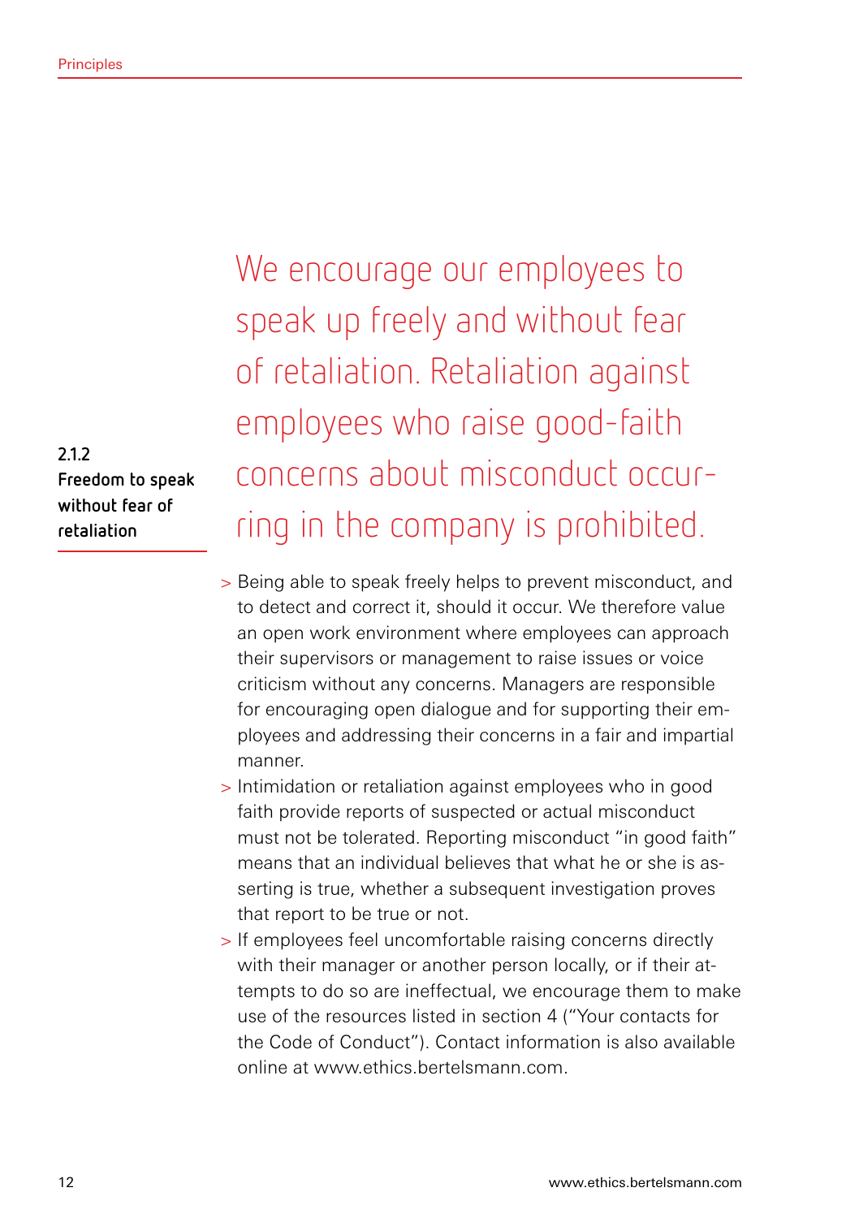### 2.1.2 Freedom to speak without fear of retaliation

We encourage our employees to speak up freely and without fear of retaliation. Retaliation against employees who raise good-faith concerns about misconduct occurring in the company is prohibited.

> Being able to speak freely helps to prevent misconduct, and to detect and correct it, should it occur. We therefore value an open work environment where employees can approach their supervisors or management to raise issues or voice criticism without any concerns. Managers are responsible for encouraging open dialogue and for supporting their employees and addressing their concerns in a fair and impartial manner.

> Intimidation or retaliation against employees who in good faith provide reports of suspected or actual misconduct must not be tolerated. Reporting misconduct "in good faith" means that an individual believes that what he or she is asserting is true, whether a subsequent investigation proves that report to be true or not.

> If employees feel uncomfortable raising concerns directly with their manager or another person locally, or if their attempts to do so are ineffectual, we encourage them to make use of the resources listed in section 4 ("Your contacts for the Code of Conduct"). Contact information is also available online at www.ethics.bertelsmann.com.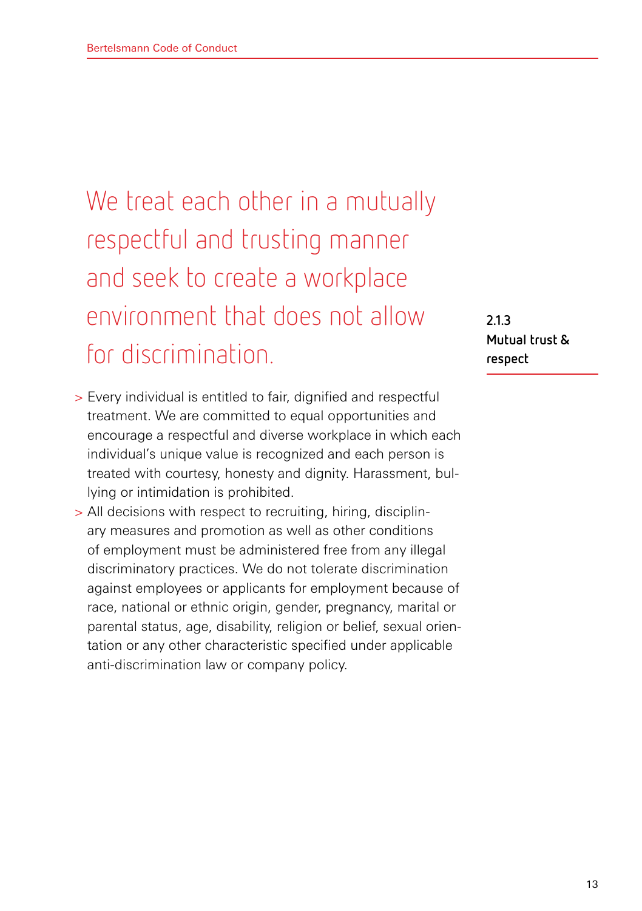### 2.1.3 Mutual trust & respect

## We treat each other in a mutually respectful and trusting manner and seek to create a workplace environment that does not allow for discrimination.

> Every individual is entitled to fair, dignified and respectful treatment. We are committed to equal opportunities and encourage a respectful and diverse workplace in which each individual's unique value is recognized and each person is treated with courtesy, honesty and dignity. Harassment, bullying or intimidation is prohibited.

> All decisions with respect to recruiting, hiring, disciplinary measures and promotion as well as other conditions of employment must be administered free from any illegal discriminatory practices. We do not tolerate discrimination against employees or applicants for employment because of race, national or ethnic origin, gender, pregnancy, marital or parental status, age, disability, religion or belief, sexual orientation or any other characteristic specified under applicable anti-discrimination law or company policy.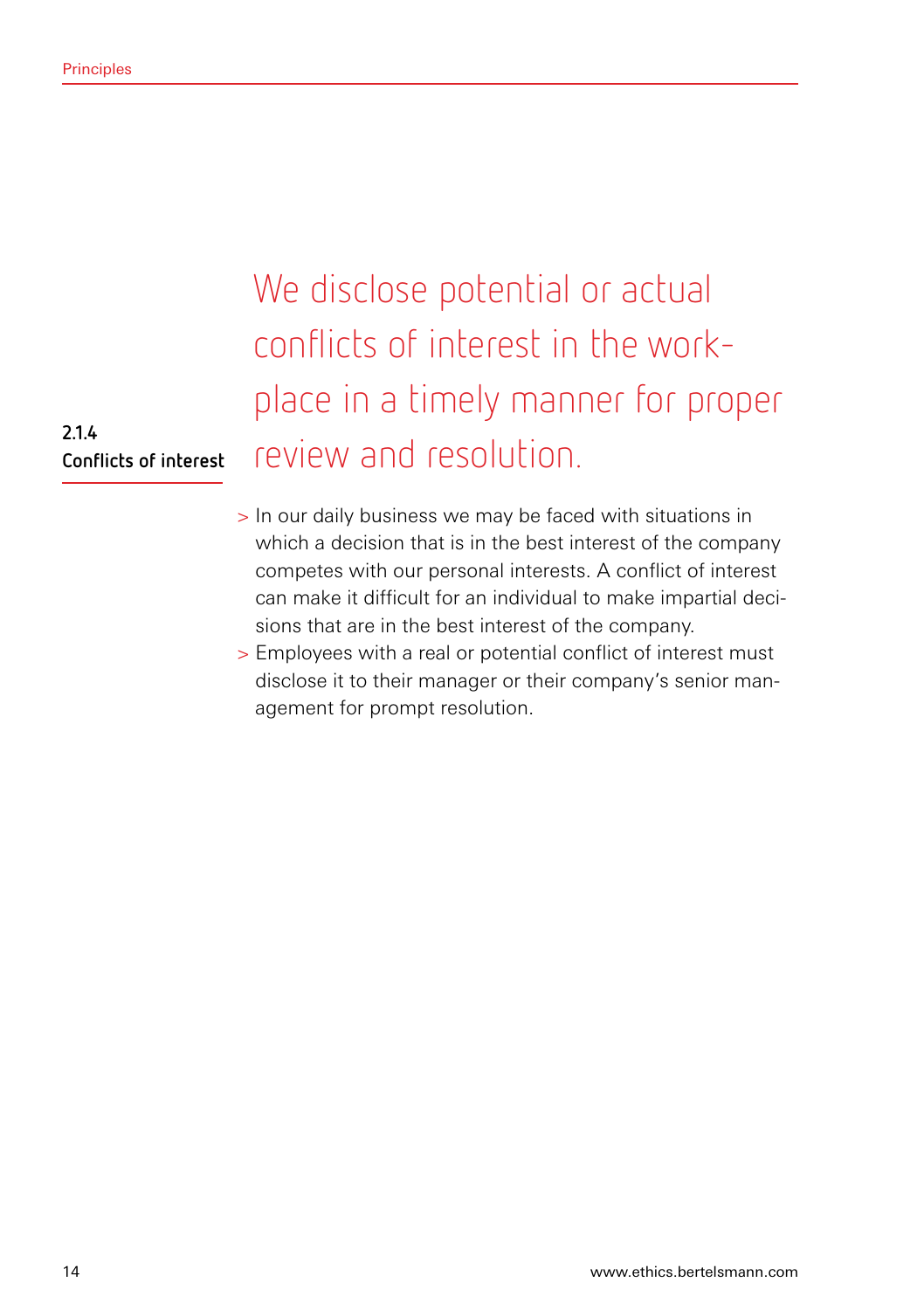### 2.1.4 Conflicts of interest

## We disclose potential or actual conflicts of interest in the workplace in a timely manner for proper review and resolution.

- In our daily business we may be faced with situations in which a decision that is in the best interest of the company competes with our personal interests. A conflict of interest can make it difficult for an individual to make impartial decisions that are in the best interest of the company.
- Employees with a real or potential conflict of interest must disclose it to their manager or their company's senior management for prompt resolution.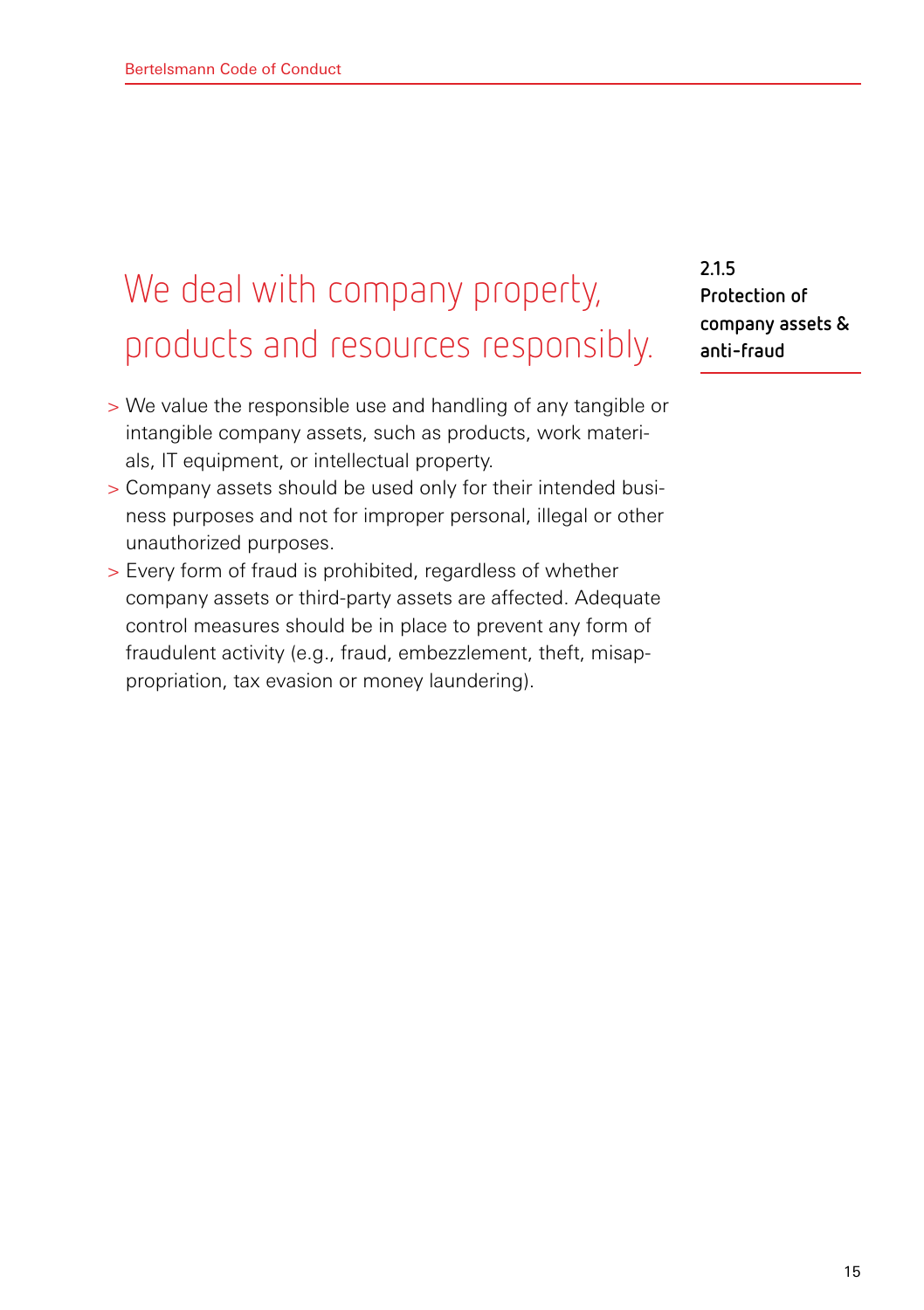### 2.1.5 Protection of company assets & anti-fraud

## We deal with company property, products and resources responsibly.

- We value the responsible use and handling of any tangible or intangible company assets, such as products, work materials, IT equipment, or intellectual property.
- Company assets should be used only for their intended business purposes and not for improper personal, illegal or other unauthorized purposes.
- Every form of fraud is prohibited, regardless of whether company assets or third-party assets are affected. Adequate control measures should be in place to prevent any form of fraudulent activity (e.g., fraud, embezzlement, theft, misappropriation, tax evasion or money laundering).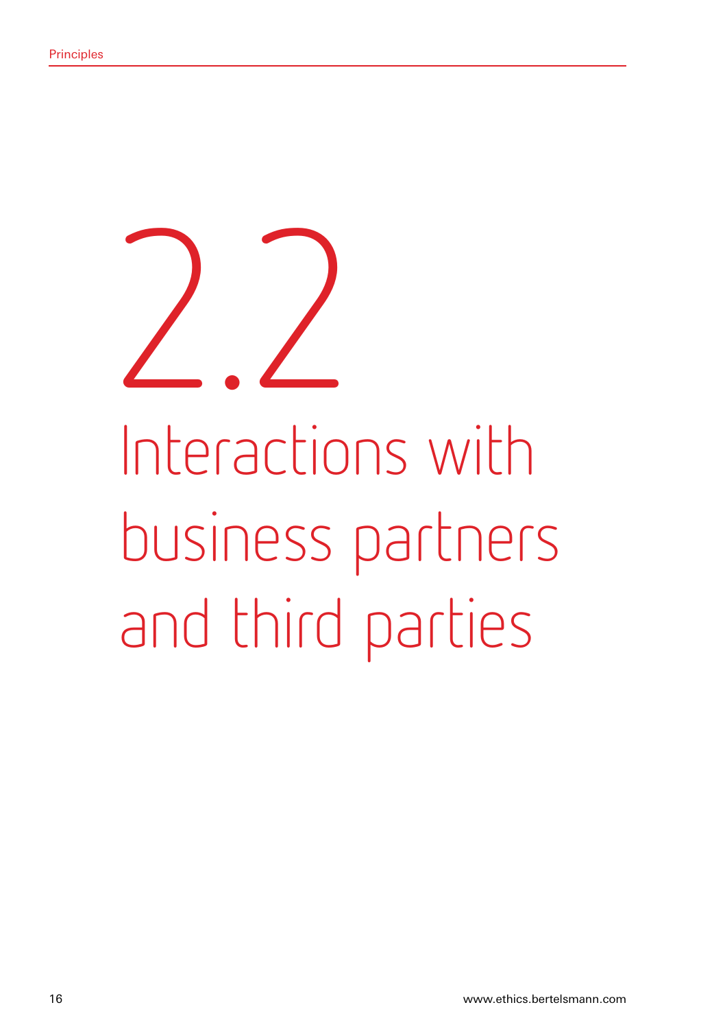# 2.2 Interactions with business partners and third parties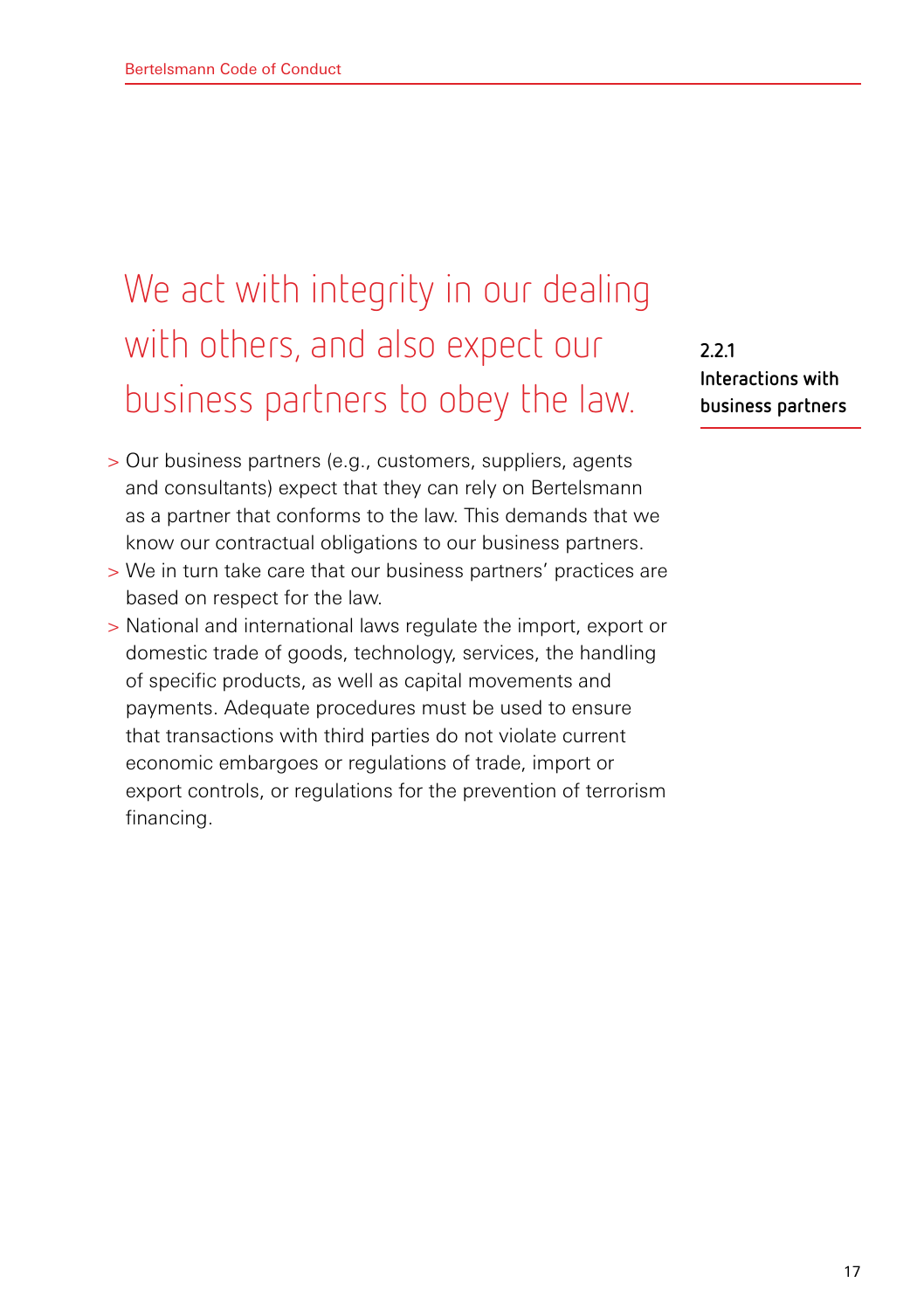### 2.2.1 Interactions with business partners

## We act with integrity in our dealing with others, and also expect our business partners to obey the law.

- Our business partners (e.g., customers, suppliers, agents and consultants) expect that they can rely on Bertelsmann as a partner that conforms to the law. This demands that we know our contractual obligations to our business partners.
- We in turn take care that our business partners' practices are based on respect for the law.
- National and international laws regulate the import, export or domestic trade of goods, technology, services, the handling of specific products, as well as capital movements and payments. Adequate procedures must be used to ensure that transactions with third parties do not violate current economic embargoes or regulations of trade, import or export controls, or regulations for the prevention of terrorism financing.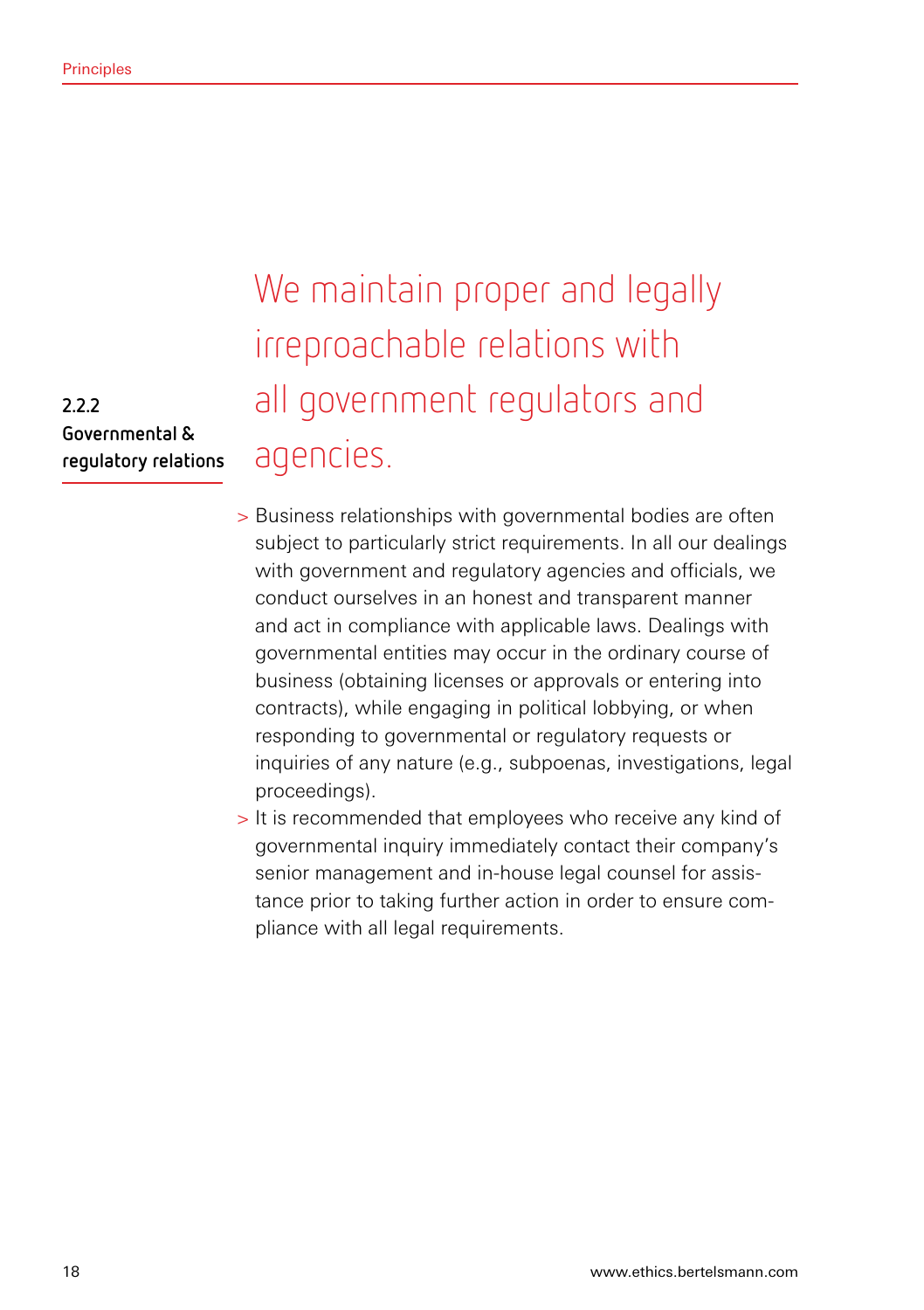### 2.2.2 Governmental & regulatory relations

## We maintain proper and legally irreproachable relations with all government regulators and agencies.

> Business relationships with governmental bodies are often subject to particularly strict requirements. In all our dealings with government and regulatory agencies and officials, we conduct ourselves in an honest and transparent manner and act in compliance with applicable laws. Dealings with governmental entities may occur in the ordinary course of business (obtaining licenses or approvals or entering into contracts), while engaging in political lobbying, or when responding to governmental or regulatory requests or inquiries of any nature (e.g., subpoenas, investigations, legal proceedings).

> It is recommended that employees who receive any kind of governmental inquiry immediately contact their company's senior management and in-house legal counsel for assistance prior to taking further action in order to ensure compliance with all legal requirements.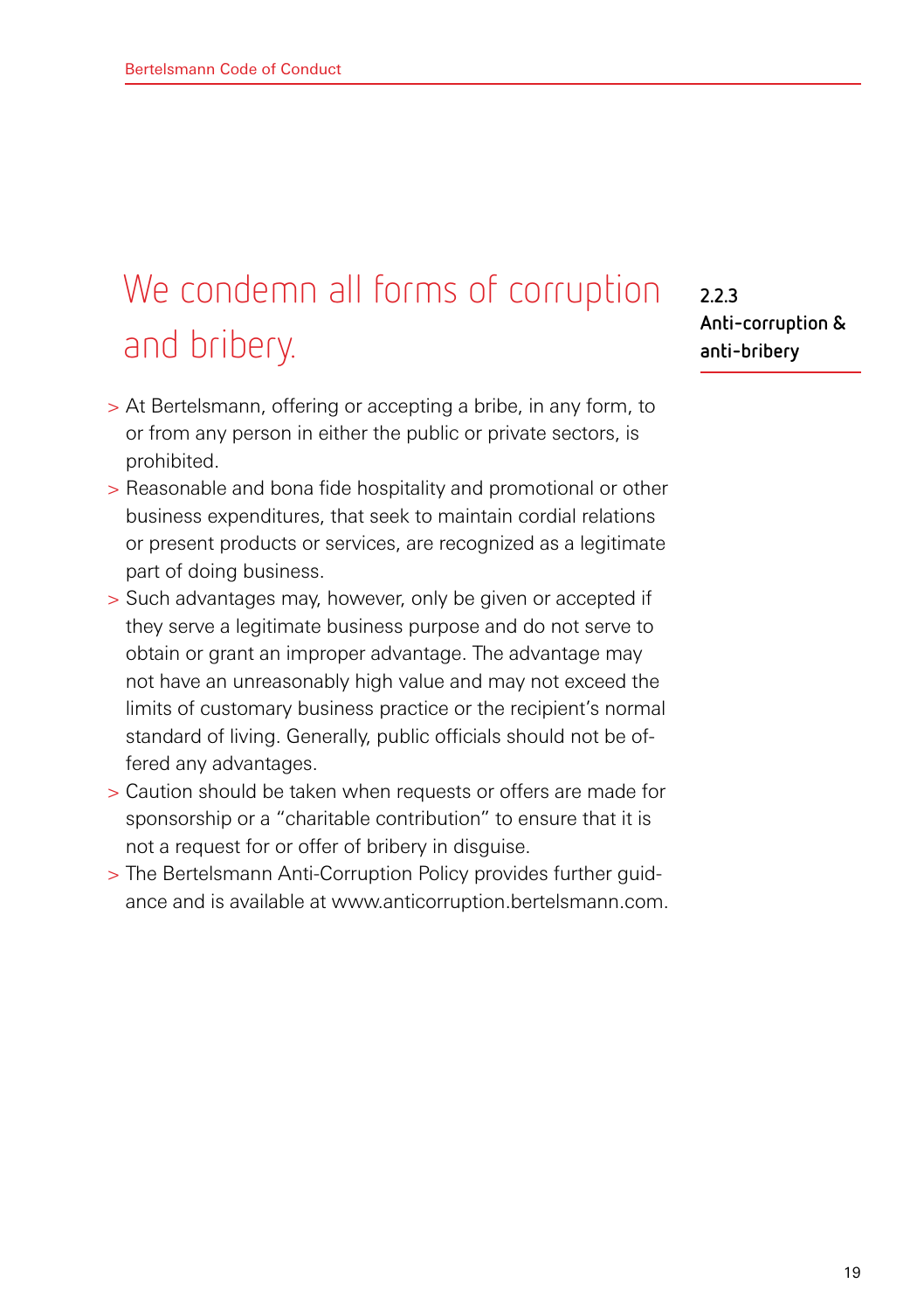### 2.2.3 Anti-corruption & anti-bribery

## We condemn all forms of corruption and bribery.

- At Bertelsmann, offering or accepting a bribe, in any form, to or from any person in either the public or private sectors, is prohibited.
- Reasonable and bona fide hospitality and promotional or other business expenditures, that seek to maintain cordial relations or present products or services, are recognized as a legitimate part of doing business.
- Such advantages may, however, only be given or accepted if they serve a legitimate business purpose and do not serve to obtain or grant an improper advantage. The advantage may not have an unreasonably high value and may not exceed the limits of customary business practice or the recipient's normal standard of living. Generally, public officials should not be offered any advantages.
- Caution should be taken when requests or offers are made for sponsorship or a "charitable contribution" to ensure that it is not a request for or offer of bribery in disguise.
- The Bertelsmann Anti-Corruption Policy provides further guidance and is available at www.anticorruption.bertelsmann.com.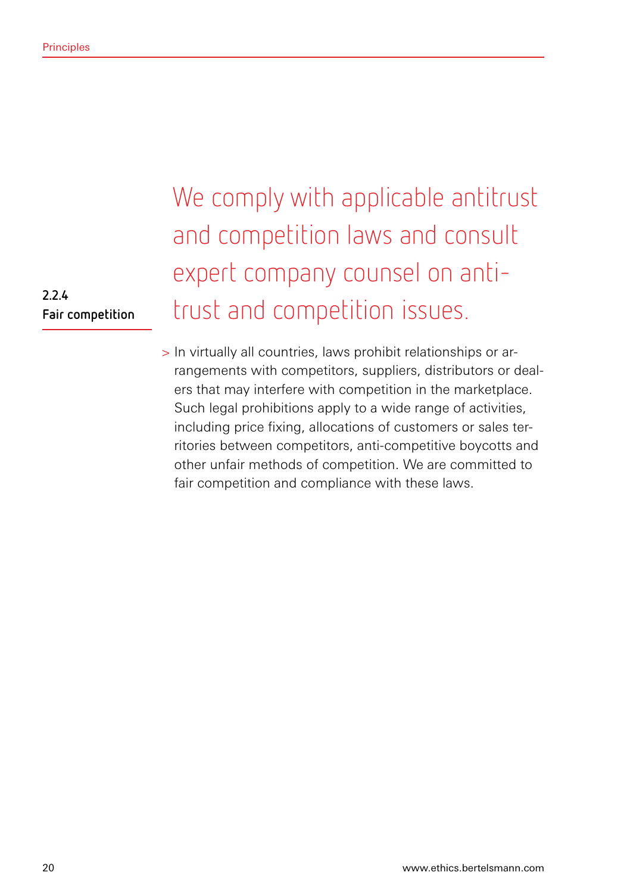## 2.2.4 Fair competition

We comply with applicable antitrust and competition laws and consult expert company counsel on antitrust and competition issues.

> In virtually all countries, laws prohibit relationships or arrangements with competitors, suppliers, distributors or dealers that may interfere with competition in the marketplace. Such legal prohibitions apply to a wide range of activities, including price fixing, allocations of customers or sales territories between competitors, anti-competitive boycotts and other unfair methods of competition. We are committed to fair competition and compliance with these laws.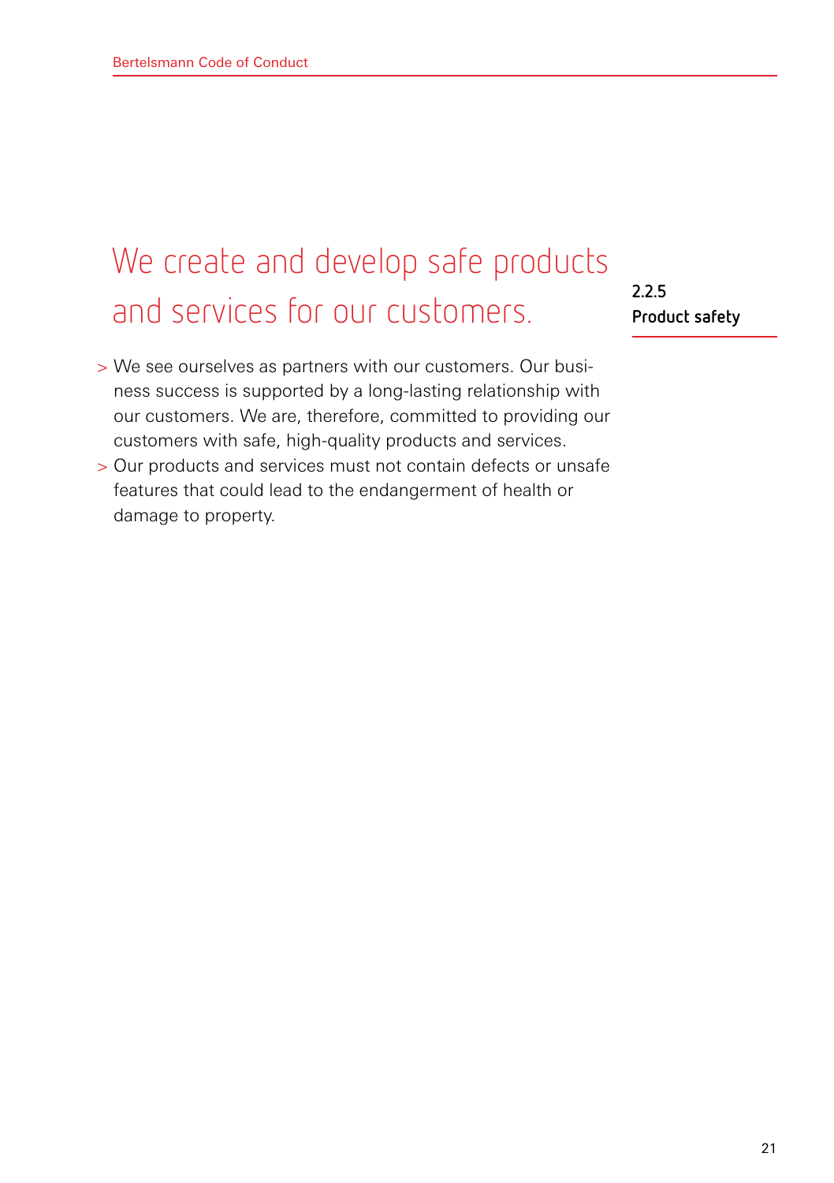### 2.2.5 Product safety

## We create and develop safe products and services for our customers.

> We see ourselves as partners with our customers. Our business success is supported by a long-lasting relationship with our customers. We are, therefore, committed to providing our customers with safe, high-quality products and services.

> Our products and services must not contain defects or unsafe features that could lead to the endangerment of health or damage to property.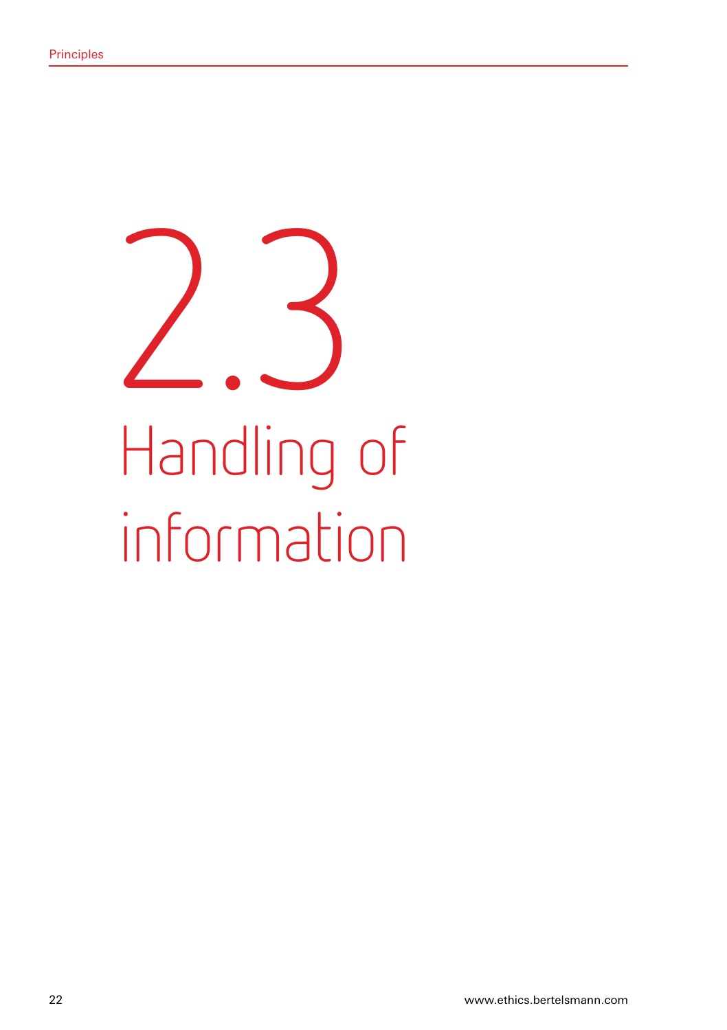# 2.3 Handling of information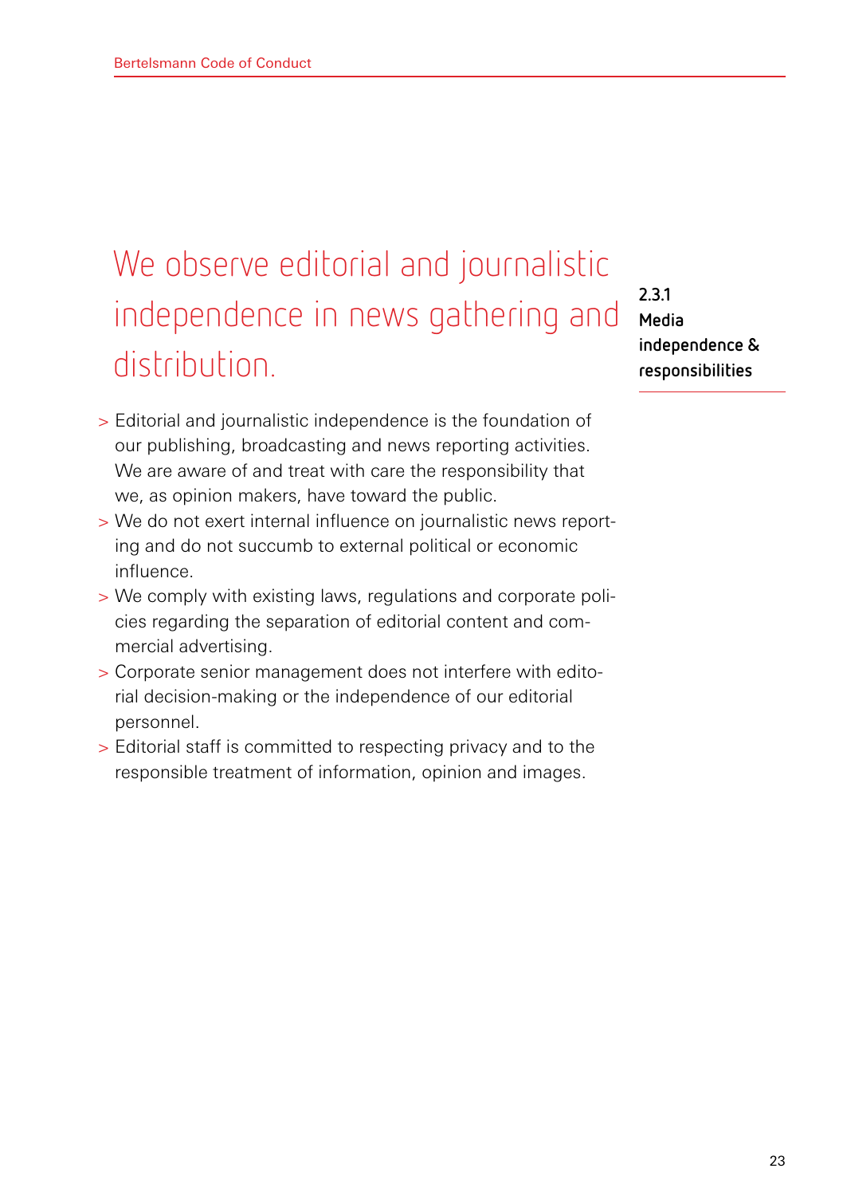### 2.3.1 Media independence & responsibilities

## We observe editorial and journalistic independence in news gathering and distribution.

- Editorial and journalistic independence is the foundation of our publishing, broadcasting and news reporting activities. We are aware of and treat with care the responsibility that we, as opinion makers, have toward the public.
- We do not exert internal influence on journalistic news reporting and do not succumb to external political or economic influence.
- We comply with existing laws, regulations and corporate policies regarding the separation of editorial content and commercial advertising.
- Corporate senior management does not interfere with editorial decision-making or the independence of our editorial personnel.
- Editorial staff is committed to respecting privacy and to the responsible treatment of information, opinion and images.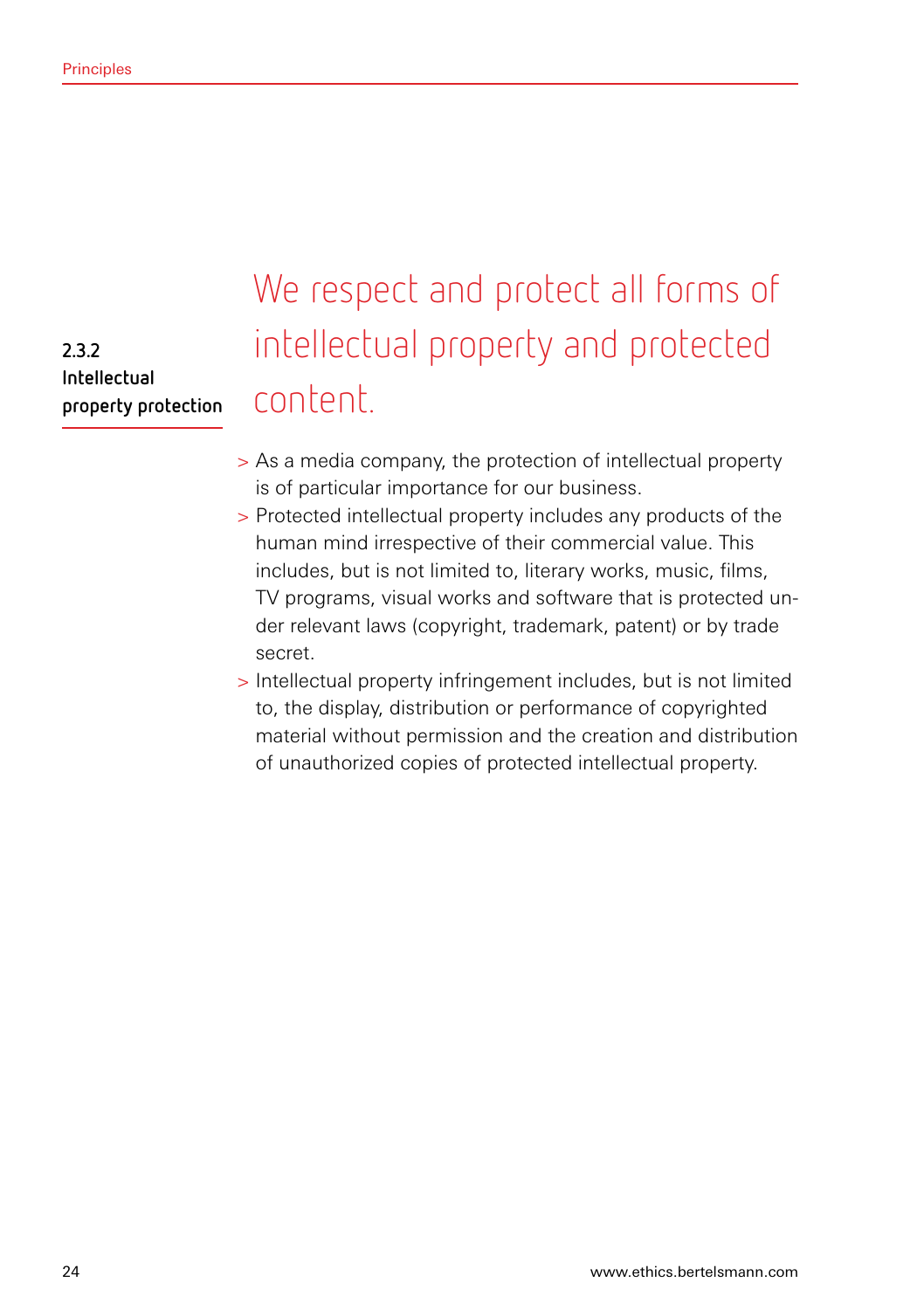### 2.3.2 Intellectual property protection

## We respect and protect all forms of intellectual property and protected content.

- As a media company, the protection of intellectual property is of particular importance for our business.
- Protected intellectual property includes any products of the human mind irrespective of their commercial value. This includes, but is not limited to, literary works, music, films, TV programs, visual works and software that is protected under relevant laws (copyright, trademark, patent) or by trade secret.
- Intellectual property infringement includes, but is not limited to, the display, distribution or performance of copyrighted material without permission and the creation and distribution of unauthorized copies of protected intellectual property.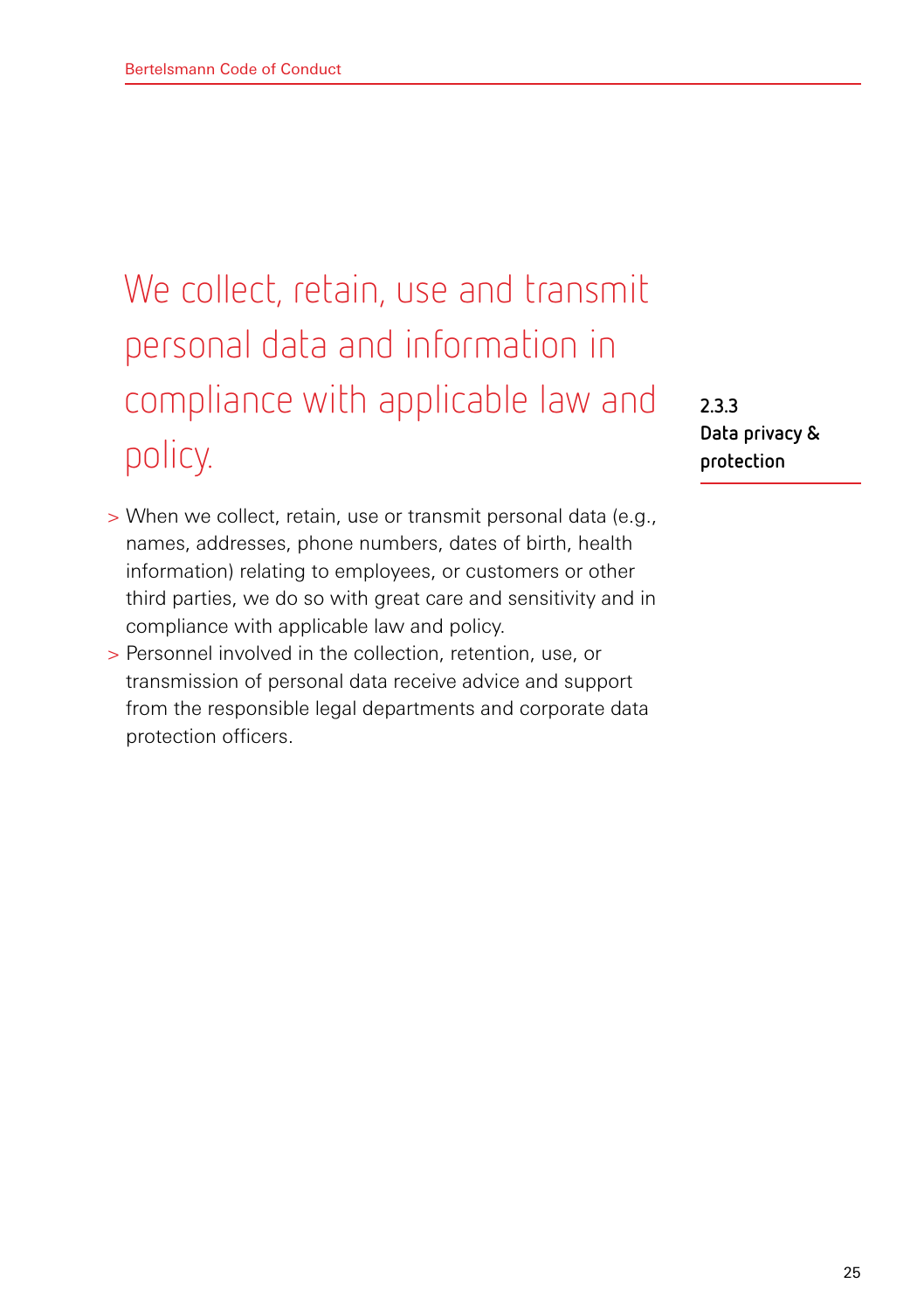### 2.3.3 Data privacy & protection

## We collect, retain, use and transmit personal data and information in compliance with applicable law and policy.

- When we collect, retain, use or transmit personal data (e.g., names, addresses, phone numbers, dates of birth, health information) relating to employees, or customers or other third parties, we do so with great care and sensitivity and in compliance with applicable law and policy.
- Personnel involved in the collection, retention, use, or transmission of personal data receive advice and support from the responsible legal departments and corporate data protection officers.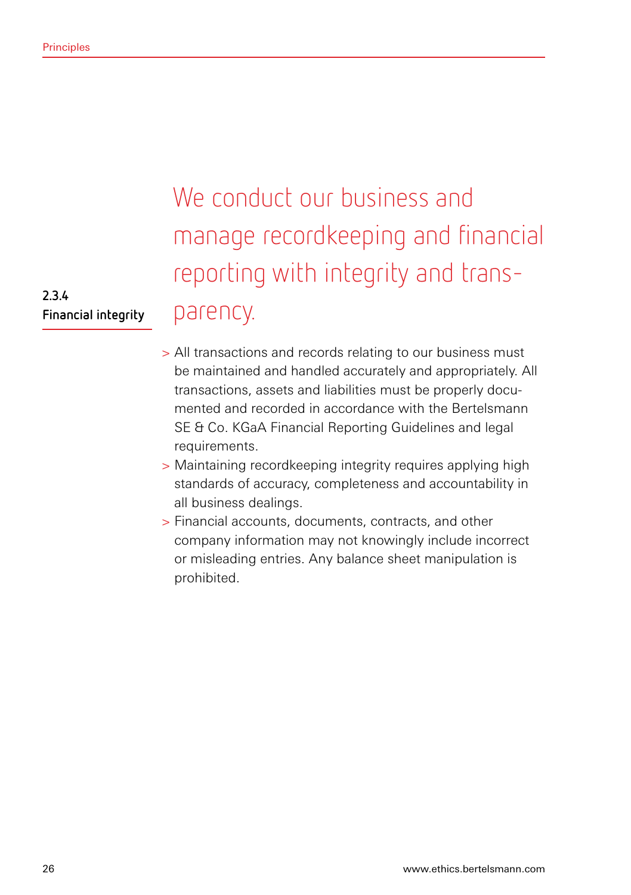### 2.3.4 Financial integrity

## We conduct our business and manage recordkeeping and financial reporting with integrity and transparency.

- All transactions and records relating to our business must be maintained and handled accurately and appropriately. All transactions, assets and liabilities must be properly documented and recorded in accordance with the Bertelsmann SE & Co. KGaA Financial Reporting Guidelines and legal requirements.
- Maintaining recordkeeping integrity requires applying high standards of accuracy, completeness and accountability in all business dealings.
- Financial accounts, documents, contracts, and other company information may not knowingly include incorrect or misleading entries. Any balance sheet manipulation is prohibited.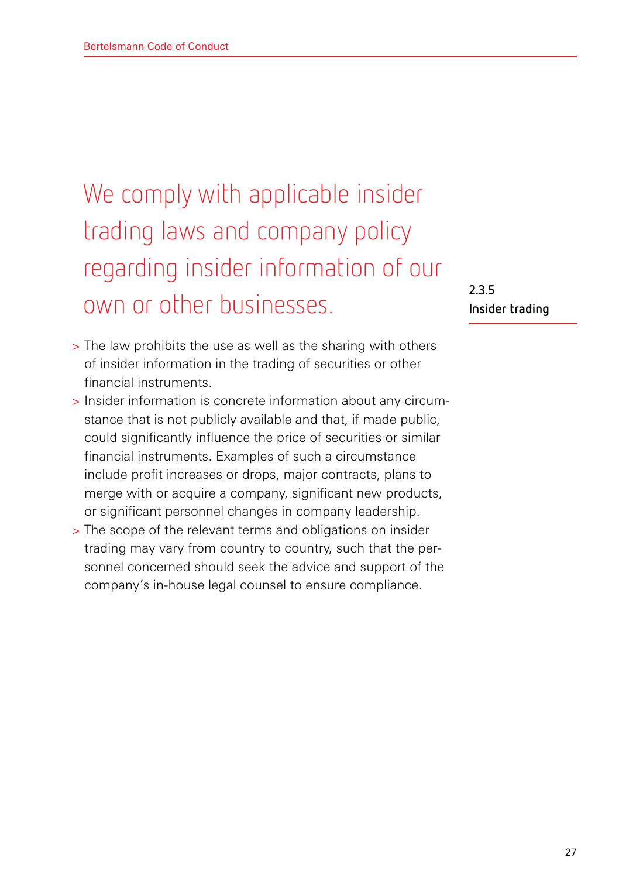## 2.3.5 Insider trading

We comply with applicable insider trading laws and company policy regarding insider information of our own or other businesses.

- The law prohibits the use as well as the sharing with others of insider information in the trading of securities or other financial instruments.
- Insider information is concrete information about any circumstance that is not publicly available and that, if made public, could significantly influence the price of securities or similar financial instruments. Examples of such a circumstance include profit increases or drops, major contracts, plans to merge with or acquire a company, significant new products, or significant personnel changes in company leadership.
- The scope of the relevant terms and obligations on insider trading may vary from country to country, such that the personnel concerned should seek the advice and support of the company's in-house legal counsel to ensure compliance.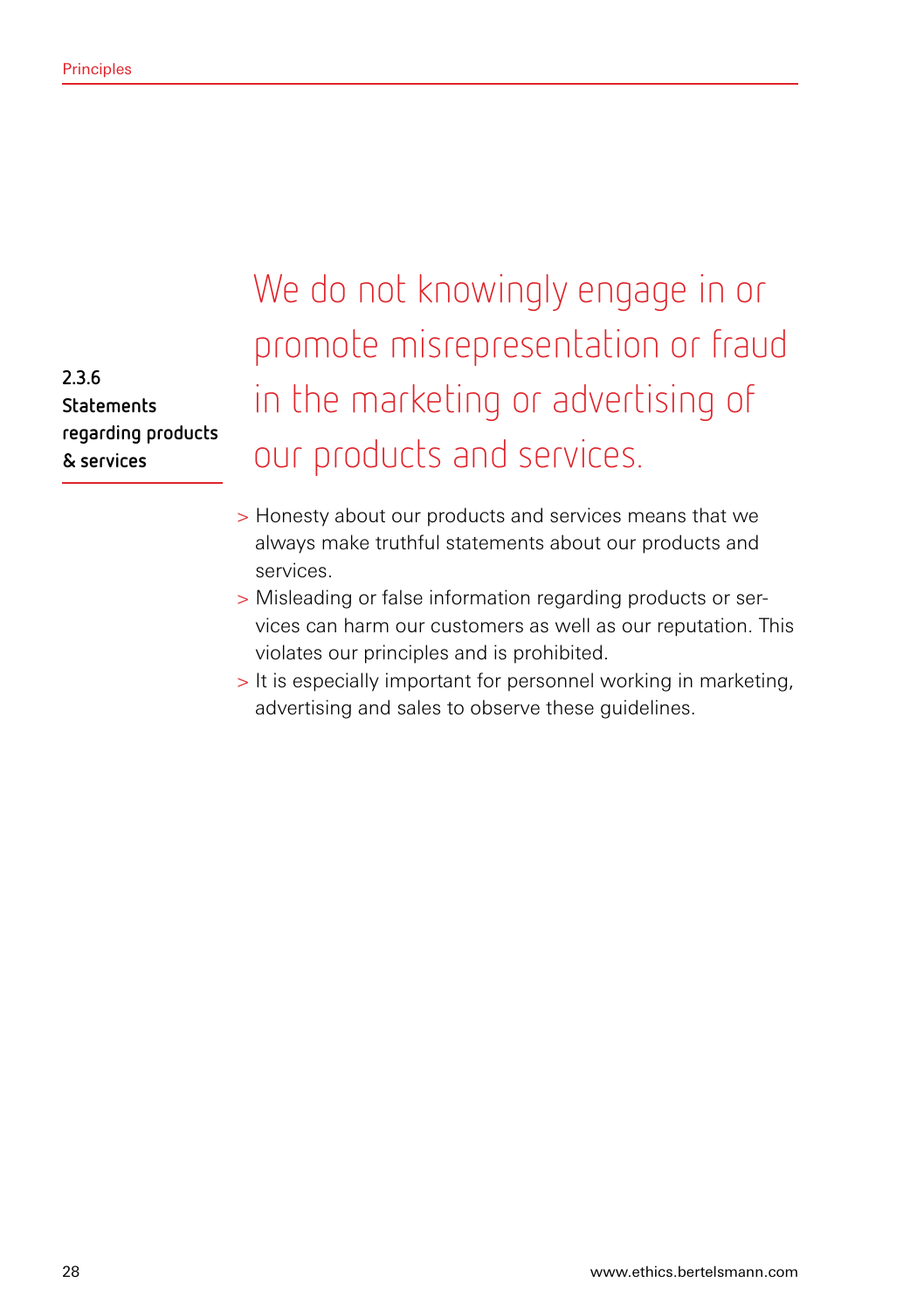### 2.3.6 Statements regarding products & services

We do not knowingly engage in or promote misrepresentation or fraud in the marketing or advertising of our products and services.

- Honesty about our products and services means that we always make truthful statements about our products and services.
- Misleading or false information regarding products or services can harm our customers as well as our reputation. This violates our principles and is prohibited.
- It is especially important for personnel working in marketing, advertising and sales to observe these guidelines.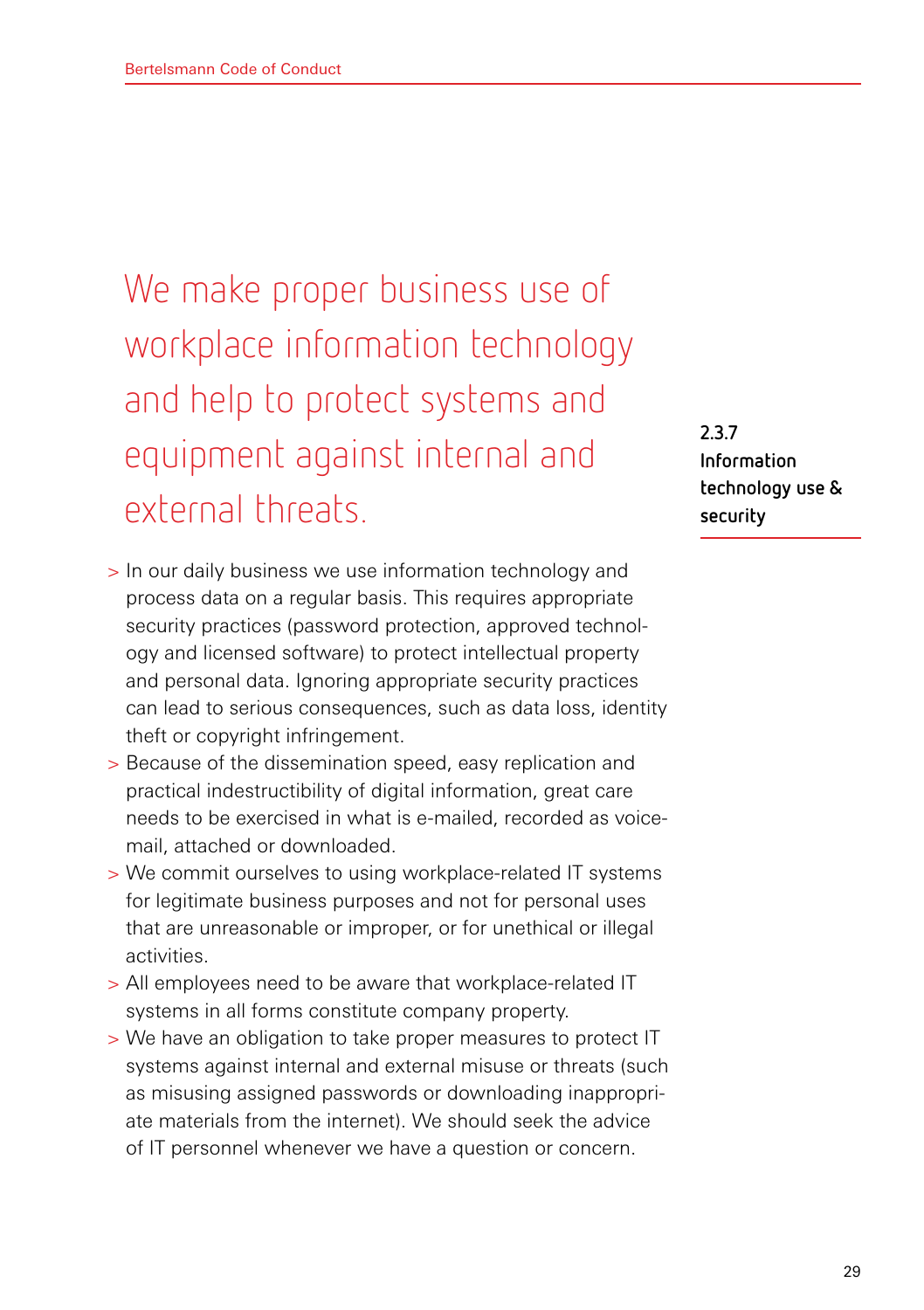### 2.3.7 Information technology use & security

## We make proper business use of workplace information technology and help to protect systems and equipment against internal and external threats.

- In our daily business we use information technology and process data on a regular basis. This requires appropriate security practices (password protection, approved technology and licensed software) to protect intellectual property and personal data. Ignoring appropriate security practices can lead to serious consequences, such as data loss, identity theft or copyright infringement.
- Because of the dissemination speed, easy replication and practical indestructibility of digital information, great care needs to be exercised in what is e-mailed, recorded as voicemail, attached or downloaded.
- We commit ourselves to using workplace-related IT systems for legitimate business purposes and not for personal uses that are unreasonable or improper, or for unethical or illegal activities.
- All employees need to be aware that workplace-related IT systems in all forms constitute company property.
- We have an obligation to take proper measures to protect IT systems against internal and external misuse or threats (such as misusing assigned passwords or downloading inappropriate materials from the internet). We should seek the advice of IT personnel whenever we have a question or concern.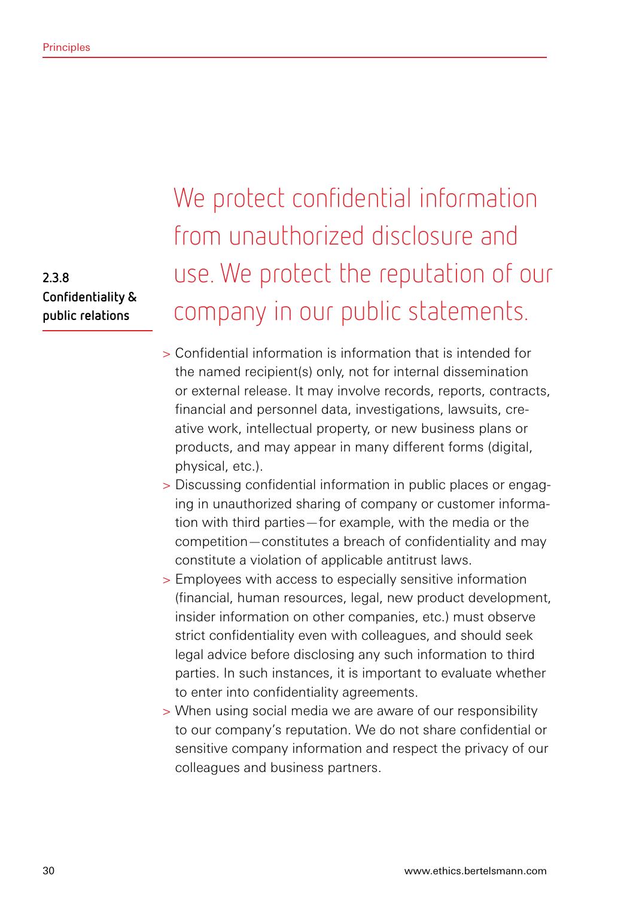### 2.3.8 Confidentiality & public relations

## We protect confidential information from unauthorized disclosure and use. We protect the reputation of our company in our public statements.

> Confidential information is information that is intended for the named recipient(s) only, not for internal dissemination or external release. It may involve records, reports, contracts, financial and personnel data, investigations, lawsuits, creative work, intellectual property, or new business plans or products, and may appear in many different forms (digital, physical, etc.).

> Discussing confidential information in public places or engaging in unauthorized sharing of company or customer information with third parties—for example, with the media or the competition—constitutes a breach of confidentiality and may constitute a violation of applicable antitrust laws.

> Employees with access to especially sensitive information (financial, human resources, legal, new product development, insider information on other companies, etc.) must observe strict confidentiality even with colleagues, and should seek legal advice before disclosing any such information to third parties. In such instances, it is important to evaluate whether to enter into confidentiality agreements.

> When using social media we are aware of our responsibility to our company's reputation. We do not share confidential or sensitive company information and respect the privacy of our colleagues and business partners.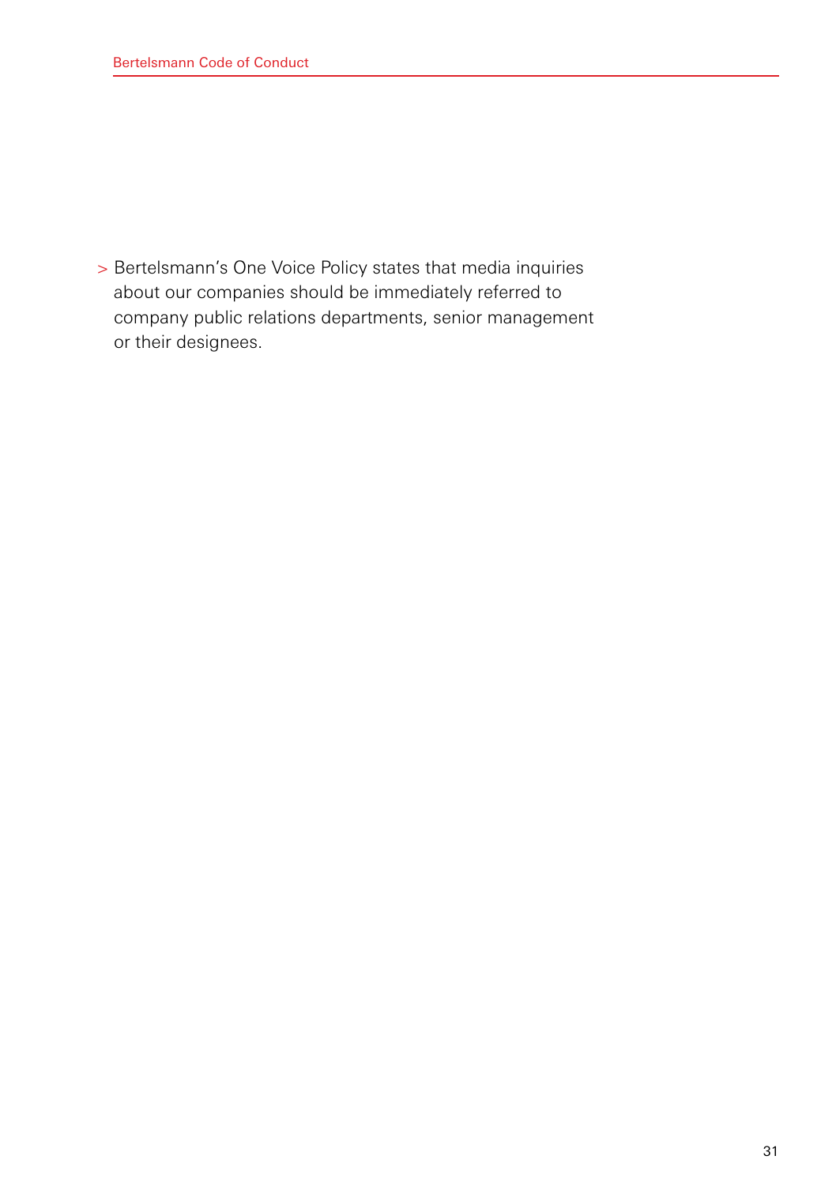> Bertelsmann's One Voice Policy states that media inquiries about our companies should be immediately referred to company public relations departments, senior management or their designees.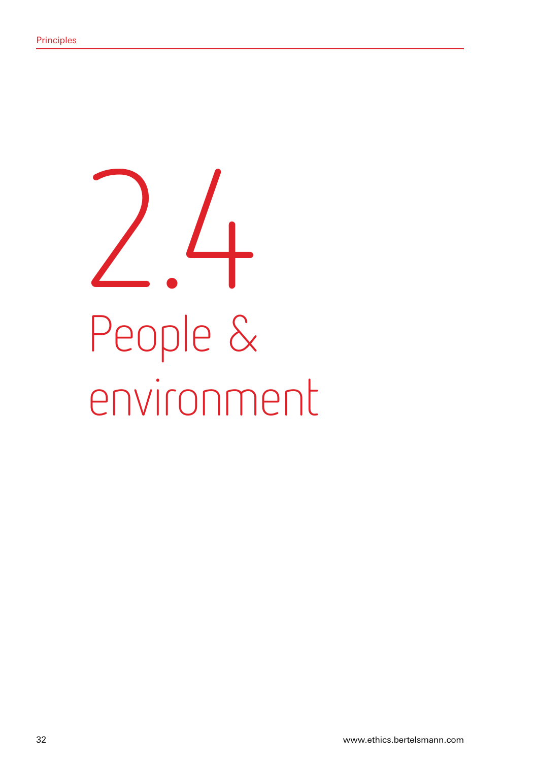# 2.4 People & environment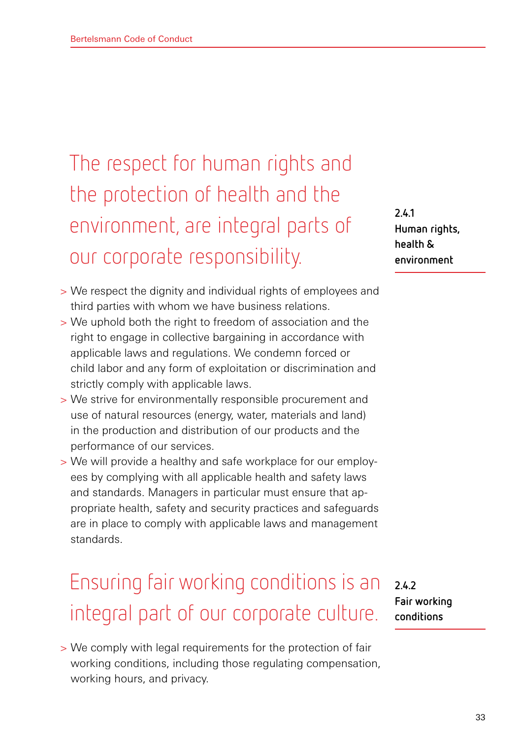### 2.4.1 Human rights, health & environment

## The respect for human rights and the protection of health and the environment, are integral parts of our corporate responsibility.

- We respect the dignity and individual rights of employees and third parties with whom we have business relations.
- We uphold both the right to freedom of association and the right to engage in collective bargaining in accordance with applicable laws and regulations. We condemn forced or child labor and any form of exploitation or discrimination and strictly comply with applicable laws.
- We strive for environmentally responsible procurement and use of natural resources (energy, water, materials and land) in the production and distribution of our products and the performance of our services.
- We will provide a healthy and safe workplace for our employees by complying with all applicable health and safety laws and standards. Managers in particular must ensure that appropriate health, safety and security practices and safeguards are in place to comply with applicable laws and management standards.

### 2.4.2 Fair working conditions

## Ensuring fair working conditions is an integral part of our corporate culture.

- We comply with legal requirements for the protection of fair working conditions, including those regulating compensation, working hours, and privacy.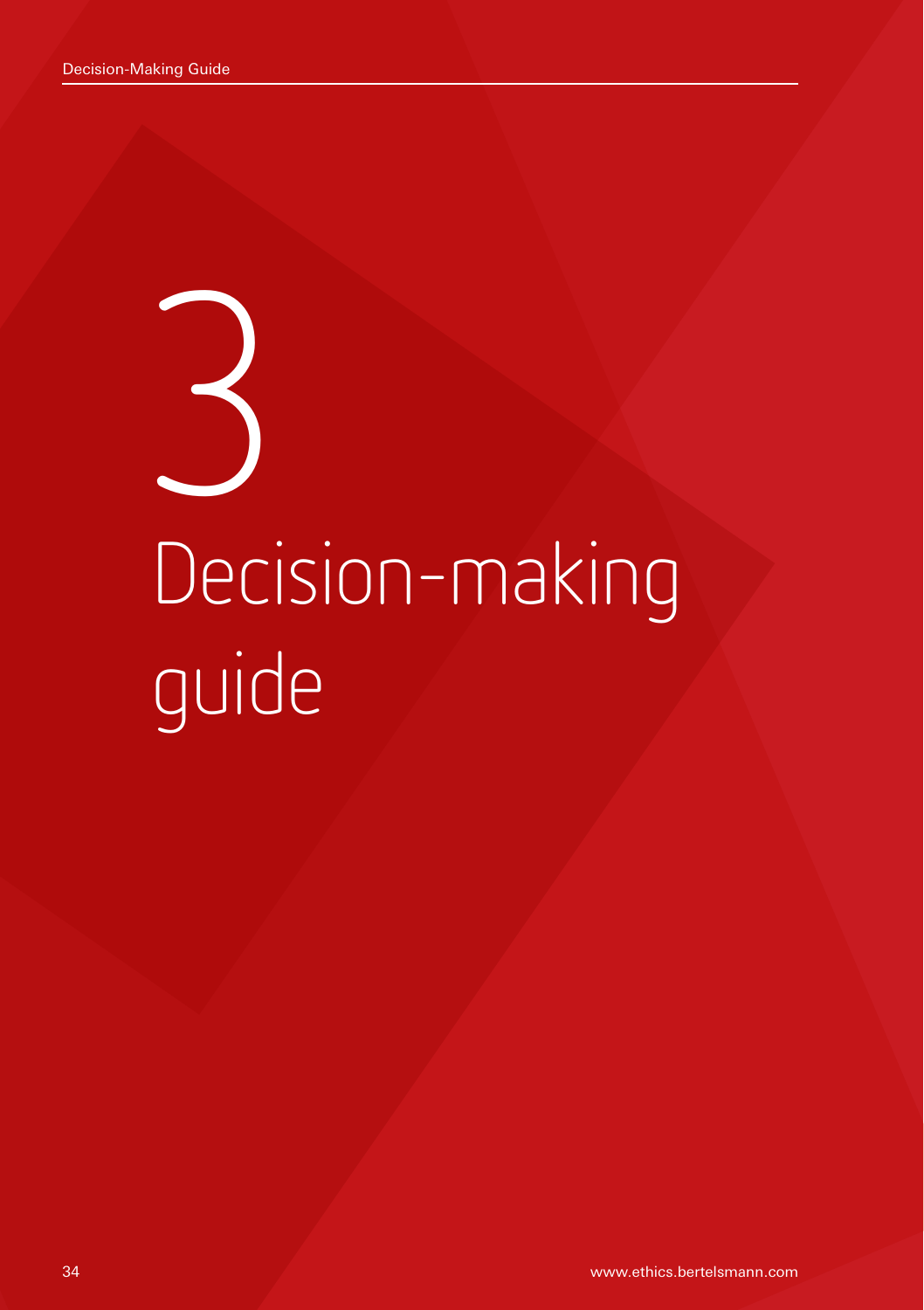# 3 Decision-making guide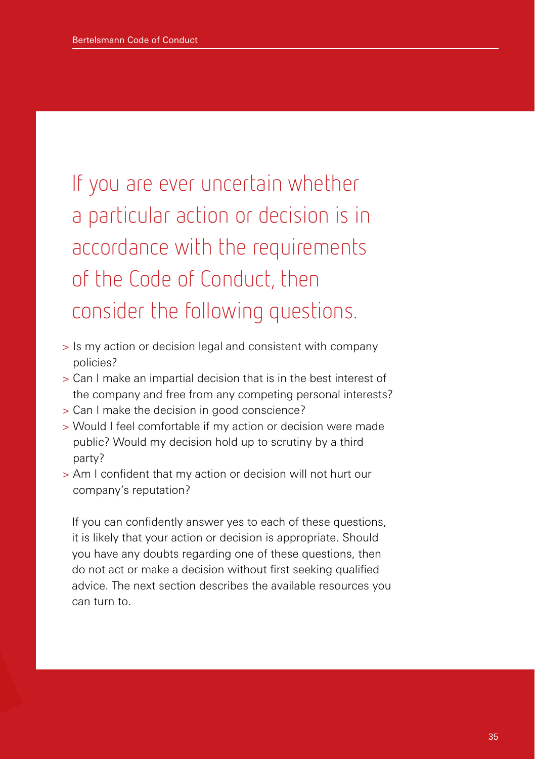## If you are ever uncertain whether a particular action or decision is in accordance with the requirements of the Code of Conduct, then consider the following questions.

- Is my action or decision legal and consistent with company policies?
- Can I make an impartial decision that is in the best interest of the company and free from any competing personal interests?
- Can I make the decision in good conscience?
- Would I feel comfortable if my action or decision were made public? Would my decision hold up to scrutiny by a third party?
- Am I confident that my action or decision will not hurt our company's reputation?

If you can confidently answer yes to each of these questions, it is likely that your action or decision is appropriate. Should you have any doubts regarding one of these questions, then do not act or make a decision without first seeking qualified advice. The next section describes the available resources you can turn to.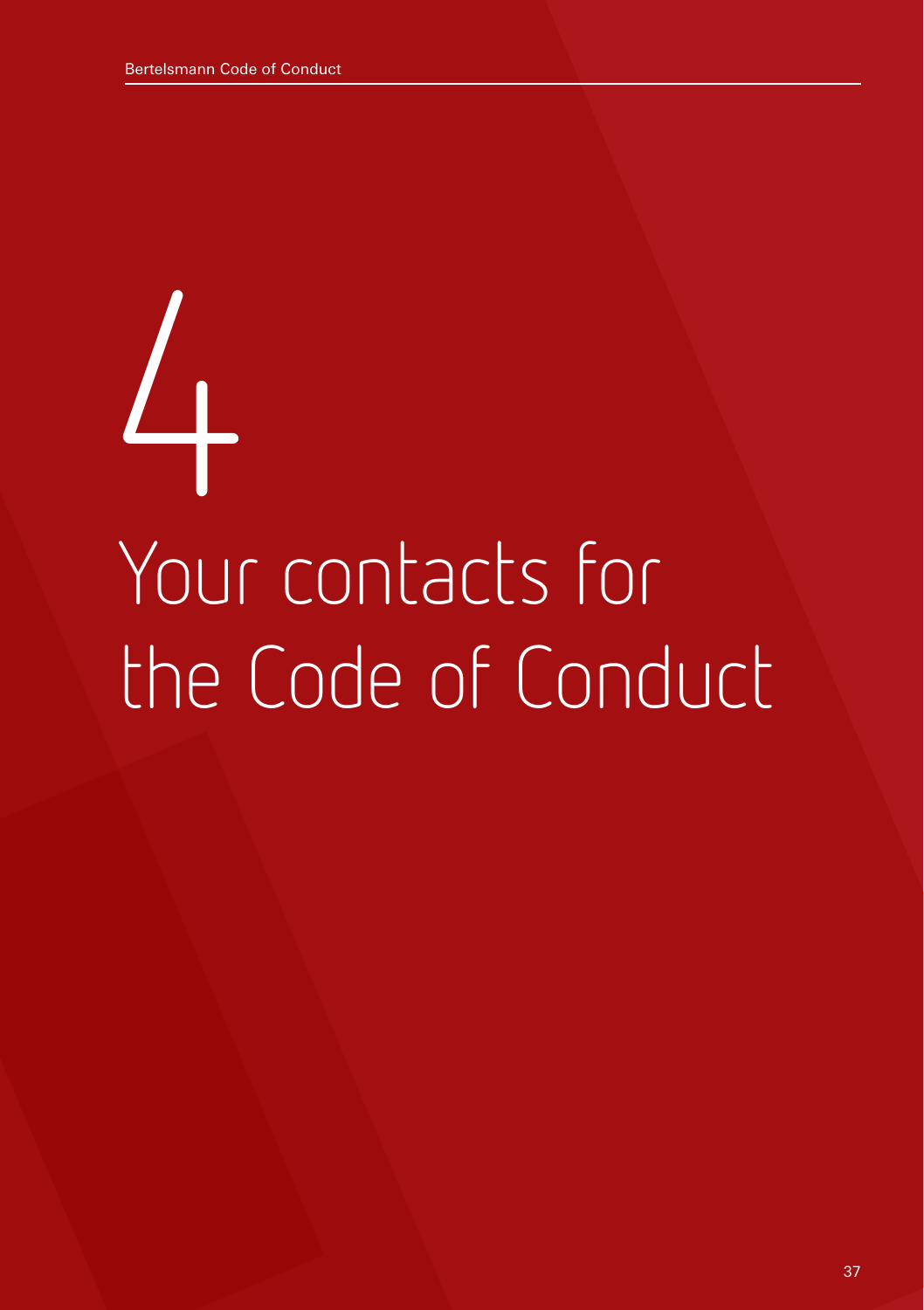# 4

# Your contacts for the Code of Conduct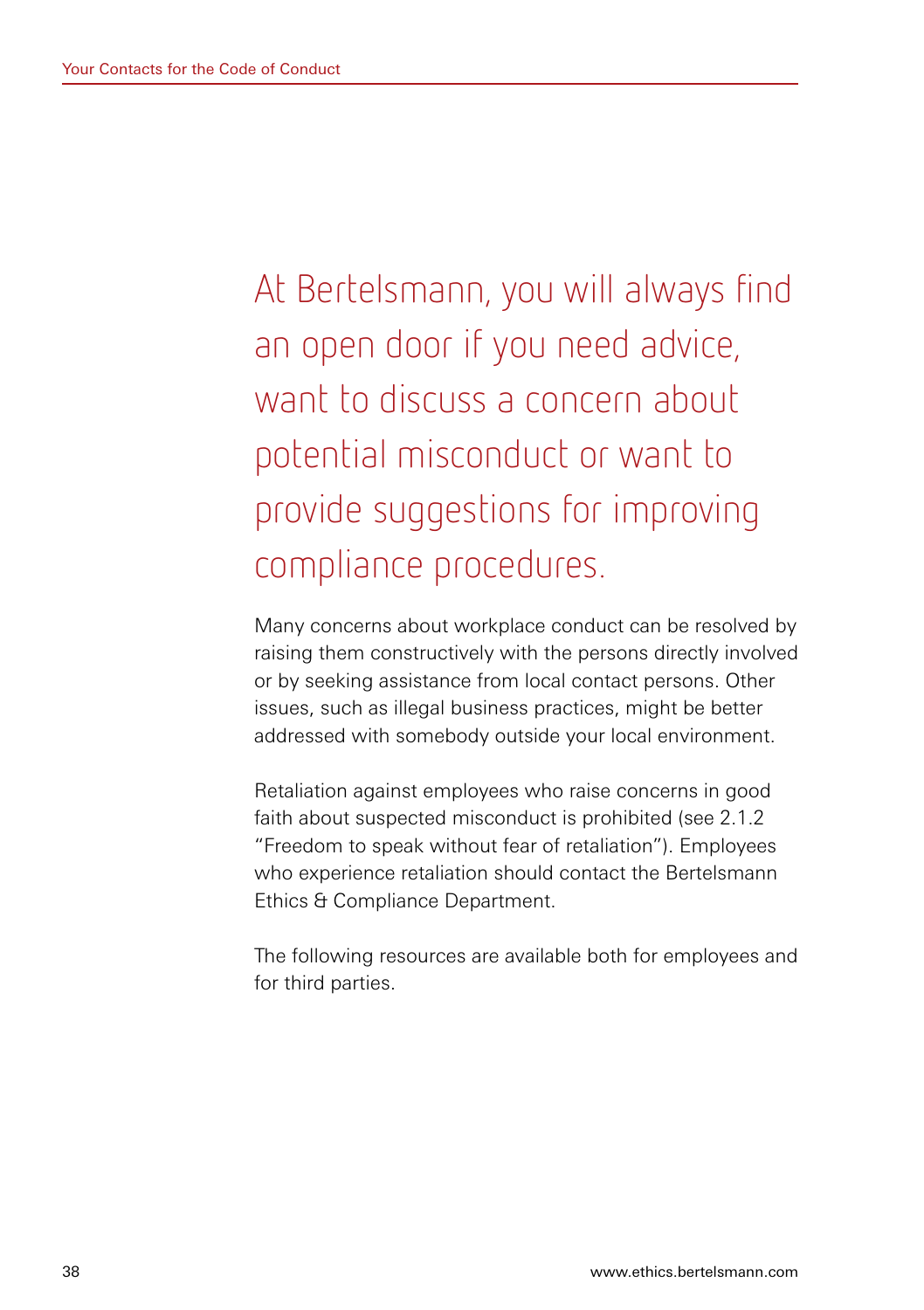## At Bertelsmann, you will always find an open door if you need advice, want to discuss a concern about potential misconduct or want to provide suggestions for improving compliance procedures.

Many concerns about workplace conduct can be resolved by raising them constructively with the persons directly involved or by seeking assistance from local contact persons. Other issues, such as illegal business practices, might be better addressed with somebody outside your local environment.

Retaliation against employees who raise concerns in good faith about suspected misconduct is prohibited (see 2.1.2 "Freedom to speak without fear of retaliation"). Employees who experience retaliation should contact the Bertelsmann Ethics & Compliance Department.

The following resources are available both for employees and for third parties.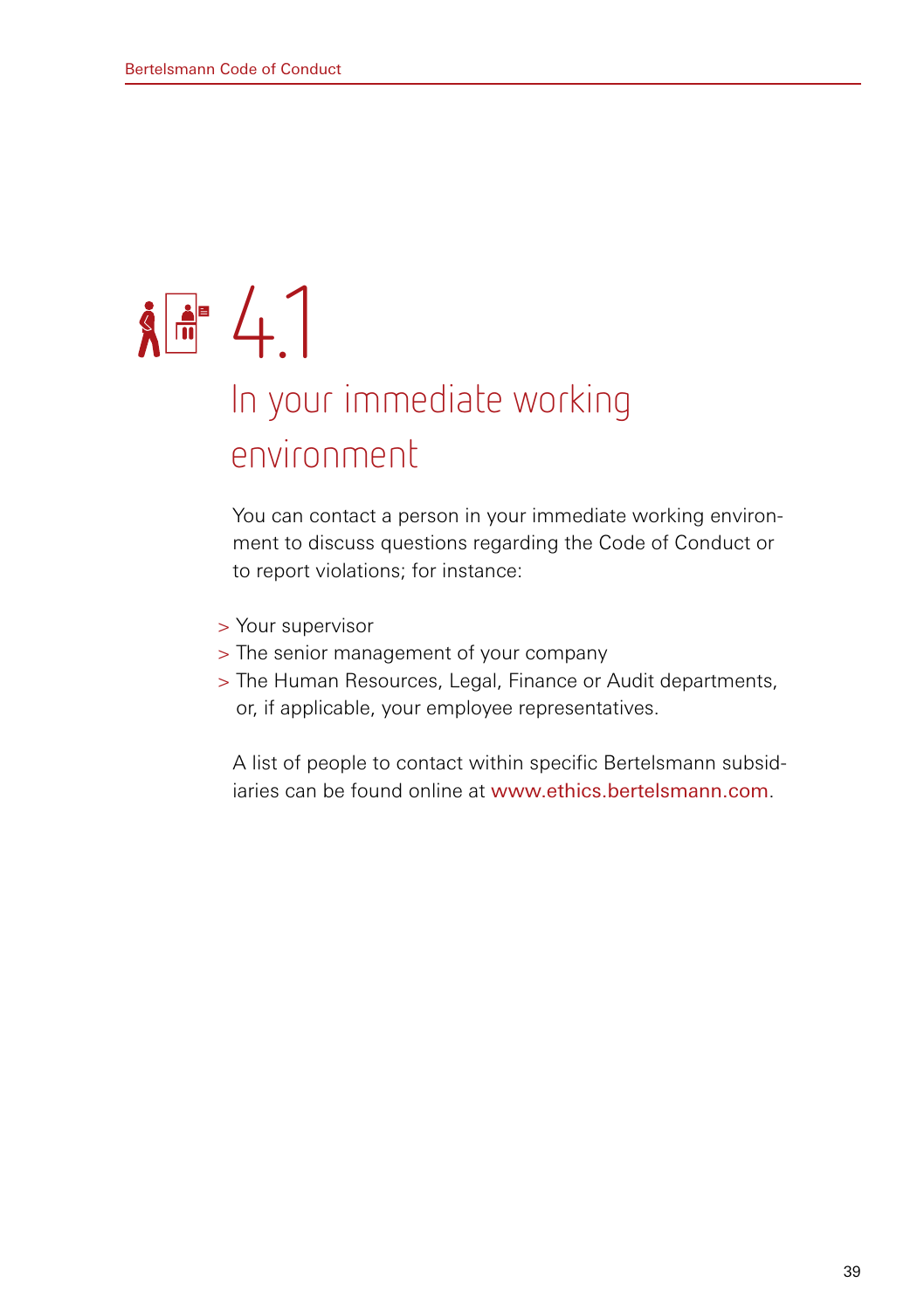# 4.1

## In your immediate working environment

You can contact a person in your immediate working environment to discuss questions regarding the Code of Conduct or to report violations; for instance:

> Your supervisor
> The senior management of your company
> The Human Resources, Legal, Finance or Audit departments, or, if applicable, your employee representatives.

A list of people to contact within specific Bertelsmann subsidiaries can be found online at www.ethics.bertelsmann.com.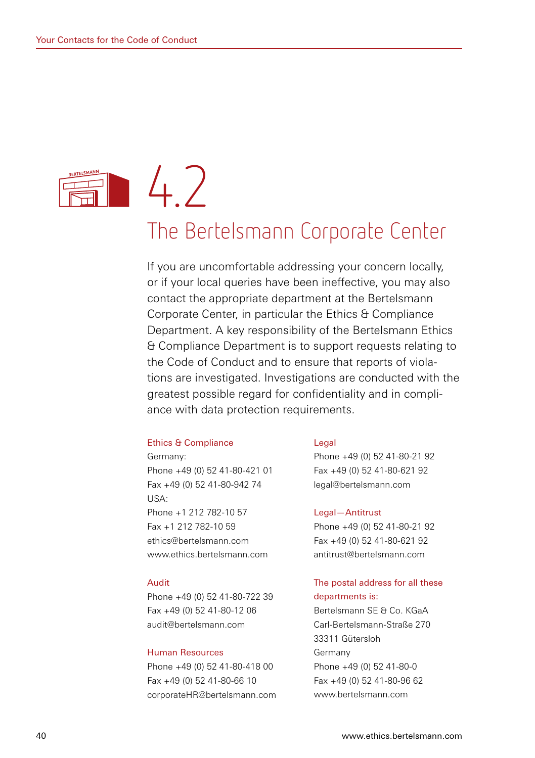# 4.2

## The Bertelsmann Corporate Center

If you are uncomfortable addressing your concern locally, or if your local queries have been ineffective, you may also contact the appropriate department at the Bertelsmann Corporate Center, in particular the Ethics & Compliance Department. A key responsibility of the Bertelsmann Ethics & Compliance Department is to support requests relating to the Code of Conduct and to ensure that reports of violations are investigated. Investigations are conducted with the greatest possible regard for confidentiality and in compliance with data protection requirements.

### Ethics & Compliance

Germany:
Phone +49 (0) 52 41-80-421 01
Fax +49 (0) 52 41-80-942 74
USA:
Phone +1 212 782-10 57
Fax +1 212 782-10 59
ethics@bertelsmann.com
www.ethics.bertelsmann.com

### Audit

Phone +49 (0) 52 41-80-722 39
Fax +49 (0) 52 41-80-12 06
audit@bertelsmann.com

### Human Resources

Phone +49 (0) 52 41-80-418 00
Fax +49 (0) 52 41-80-66 10
corporateHR@bertelsmann.com

### Legal

Phone +49 (0) 52 41-80-21 92
Fax +49 (0) 52 41-80-621 92
legal@bertelsmann.com

### Legal—Antitrust

Phone +49 (0) 52 41-80-21 92
Fax +49 (0) 52 41-80-621 92
antitrust@bertelsmann.com

### The postal address for all these departments is:

Bertelsmann SE & Co. KGaA
Carl-Bertelsmann-Straße 270
33311 Gütersloh
Germany
Phone +49 (0) 52 41-80-0
Fax +49 (0) 52 41-80-96 62
www.bertelsmann.com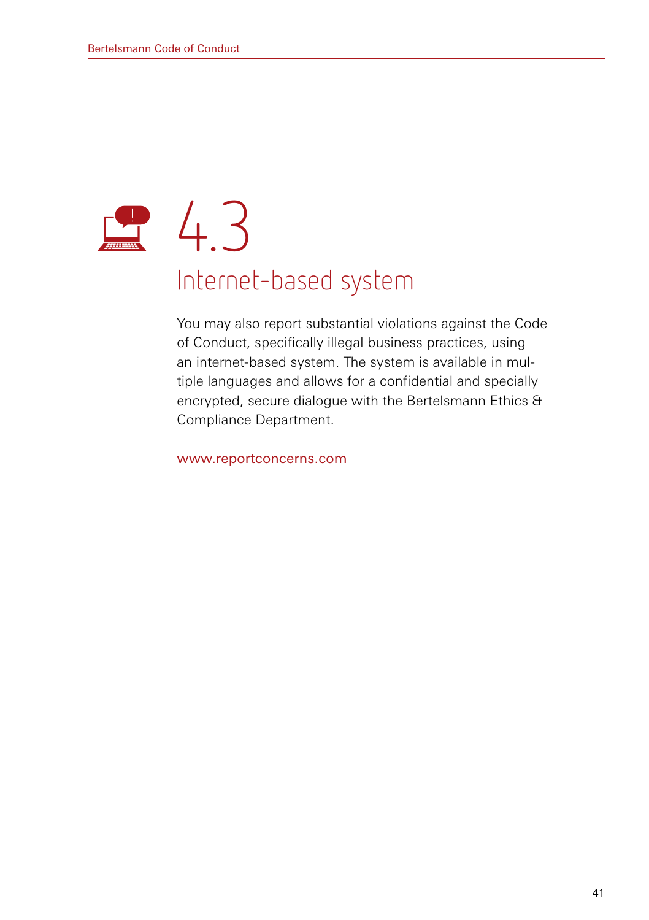# 4.3 Internet-based system

You may also report substantial violations against the Code of Conduct, specifically illegal business practices, using an internet-based system. The system is available in multiple languages and allows for a confidential and specially encrypted, secure dialogue with the Bertelsmann Ethics & Compliance Department.

www.reportconcerns.com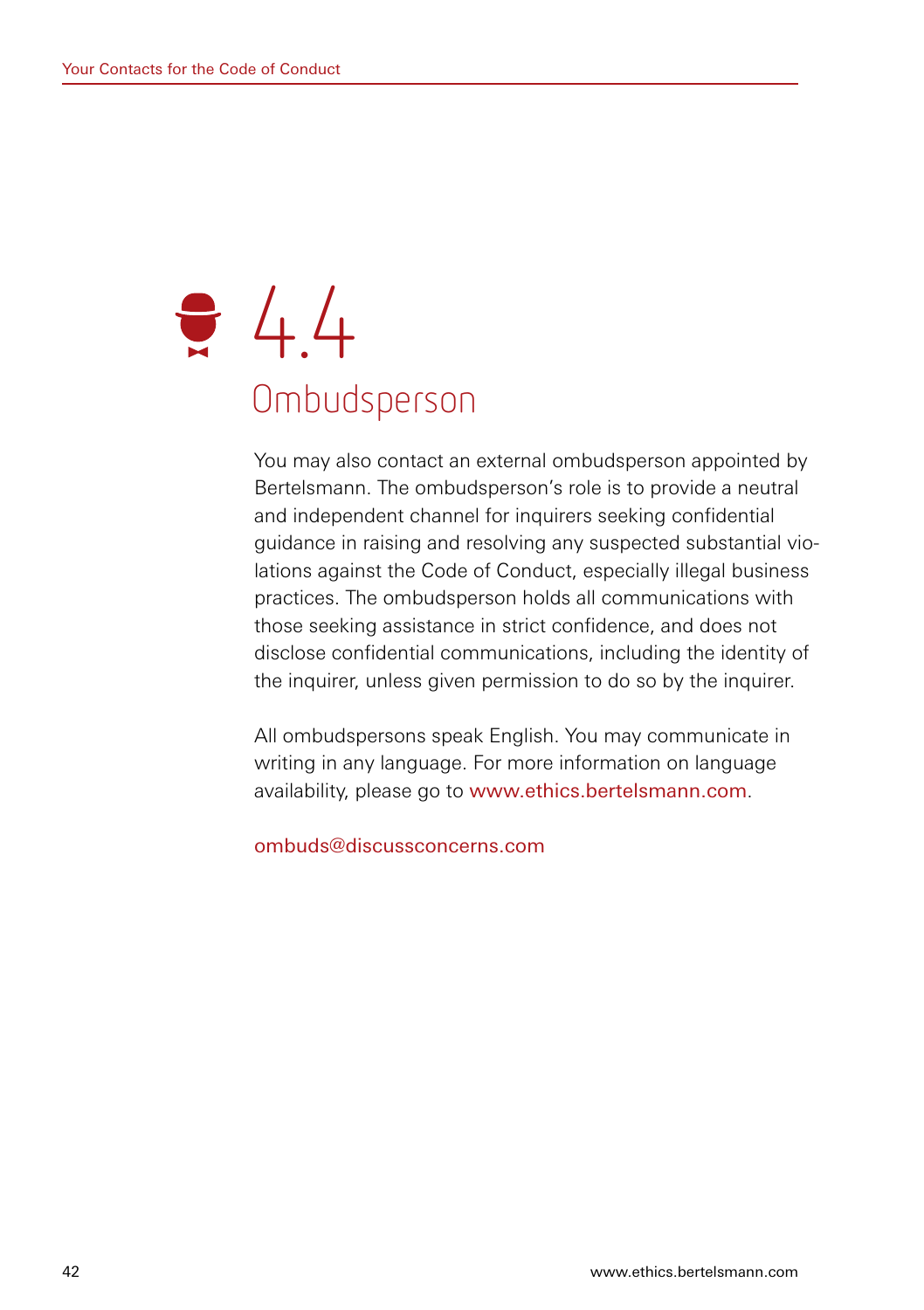# 4.4 Ombudsperson

You may also contact an external ombudsperson appointed by Bertelsmann. The ombudsperson's role is to provide a neutral and independent channel for inquirers seeking confidential guidance in raising and resolving any suspected substantial violations against the Code of Conduct, especially illegal business practices. The ombudsperson holds all communications with those seeking assistance in strict confidence, and does not disclose confidential communications, including the identity of the inquirer, unless given permission to do so by the inquirer.

All ombudspersons speak English. You may communicate in writing in any language. For more information on language availability, please go to www.ethics.bertelsmann.com.

ombuds@discussconcerns.com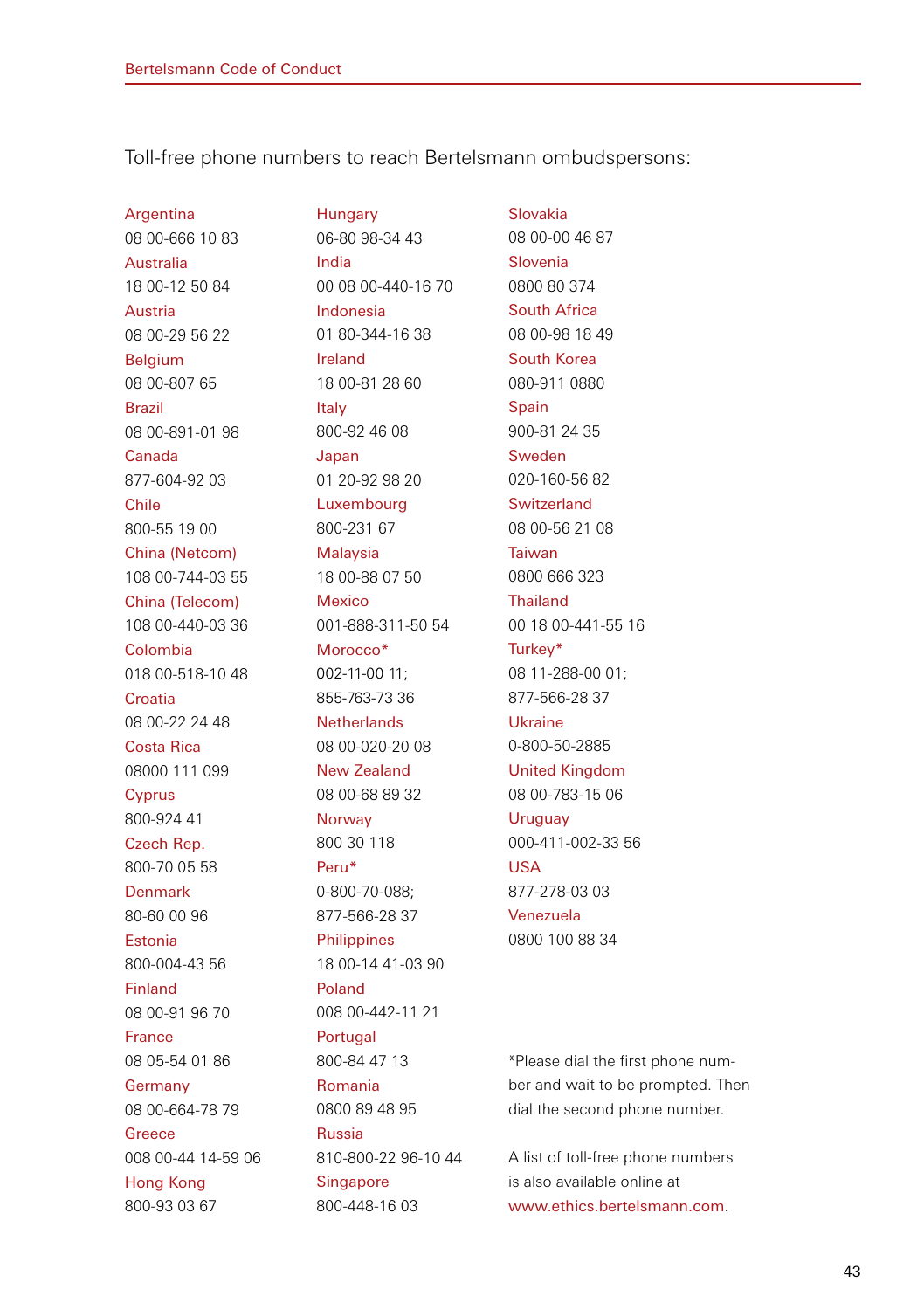Toll-free phone numbers to reach Bertelsmann ombudspersons:

Argentina
08 00-666 10 83

Australia
18 00-12 50 84

Austria
08 00-29 56 22

Belgium
08 00-807 65

Brazil
08 00-891-01 98

Canada
877-604-92 03

Chile
800-55 19 00

China (Netcom)
108 00-744-03 55

China (Telecom)
108 00-440-03 36

Colombia
018 00-518-10 48

Croatia
08 00-22 24 48

Costa Rica
08000 111 099

Cyprus
800-924 41

Czech Rep.
800-70 05 58

Denmark
80-60 00 96

Estonia
800-004-43 56

Finland
08 00-91 96 70

France
08 05-54 01 86

Germany
08 00-664-78 79

Greece
008 00-44 14-59 06

Hong Kong
800-93 03 67

Hungary
06-80 98-34 43

India
00 08 00-440-16 70

Indonesia
01 80-344-16 38

Ireland
18 00-81 28 60

Italy
800-92 46 08

Japan
01 20-92 98 20

Luxembourg
800-231 67

Malaysia
18 00-88 07 50

Mexico
001-888-311-50 54

Morocco*
002-11-00 11;
855-763-73 36

Netherlands
08 00-020-20 08

New Zealand
08 00-68 89 32

Norway
800 30 118

Peru*
0-800-70-088;
877-566-28 37

Philippines
18 00-14 41-03 90

Poland
008 00-442-11 21

Portugal
800-84 47 13

Romania
0800 89 48 95

Russia
810-800-22 96-10 44

Singapore
800-448-16 03

Slovakia
08 00-00 46 87

Slovenia
0800 80 374

South Africa
08 00-98 18 49

South Korea
080-911 0880

Spain
900-81 24 35

Sweden
020-160-56 82

Switzerland
08 00-56 21 08

Taiwan
0800 666 323

Thailand
00 18 00-441-55 16

Turkey*
08 11-288-00 01;
877-566-28 37

Ukraine
0-800-50-2885

United Kingdom
08 00-783-15 06

Uruguay
000-411-002-33 56

USA
877-278-03 03

Venezuela
0800 100 88 34

*Please dial the first phone number and wait to be prompted. Then dial the second phone number.

A list of toll-free phone numbers is also available online at www.ethics.bertelsmann.com.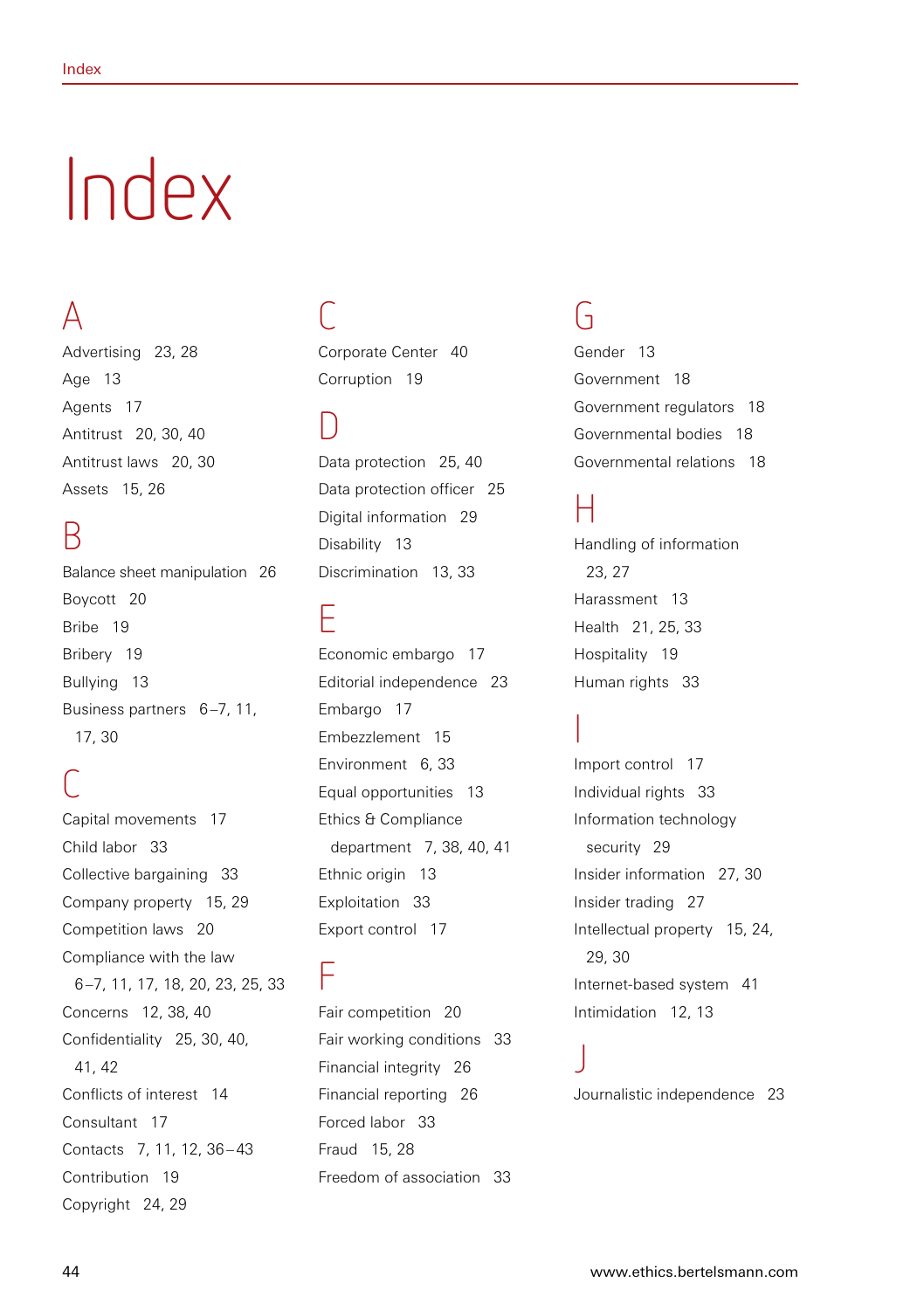# Index

## A

Advertising 23, 28
Age 13
Agents 17
Antitrust 20, 30, 40
Antitrust laws 20, 30
Assets 15, 26

## B

Balance sheet manipulation 26
Boycott 20
Bribe 19
Bribery 19
Bullying 13
Business partners 6–7, 11, 17, 30

## C

Capital movements 17
Child labor 33
Collective bargaining 33
Company property 15, 29
Competition laws 20
Compliance with the law 6–7, 11, 17, 18, 20, 23, 25, 33
Concerns 12, 38, 40
Confidentiality 25, 30, 40, 41, 42
Conflicts of interest 14
Consultant 17
Contacts 7, 11, 12, 36–43
Contribution 19
Copyright 24, 29
Corporate Center 40
Corruption 19

## D

Data protection 25, 40
Data protection officer 25
Digital information 29
Disability 13
Discrimination 13, 33

## E

Economic embargo 17
Editorial independence 23
Embargo 17
Embezzlement 15
Environment 6, 33
Equal opportunities 13
Ethics & Compliance department 7, 38, 40, 41
Ethnic origin 13
Exploitation 33
Export control 17

## F

Fair competition 20
Fair working conditions 33
Financial integrity 26
Financial reporting 26
Forced labor 33
Fraud 15, 28
Freedom of association 33

## G

Gender 13
Government 18
Government regulators 18
Governmental bodies 18
Governmental relations 18

## H

Handling of information 23, 27
Harassment 13
Health 21, 25, 33
Hospitality 19
Human rights 33

## I

Import control 17
Individual rights 33
Information technology security 29
Insider information 27, 30
Insider trading 27
Intellectual property 15, 24, 29, 30
Internet-based system 41
Intimidation 12, 13

## J

Journalistic independence 23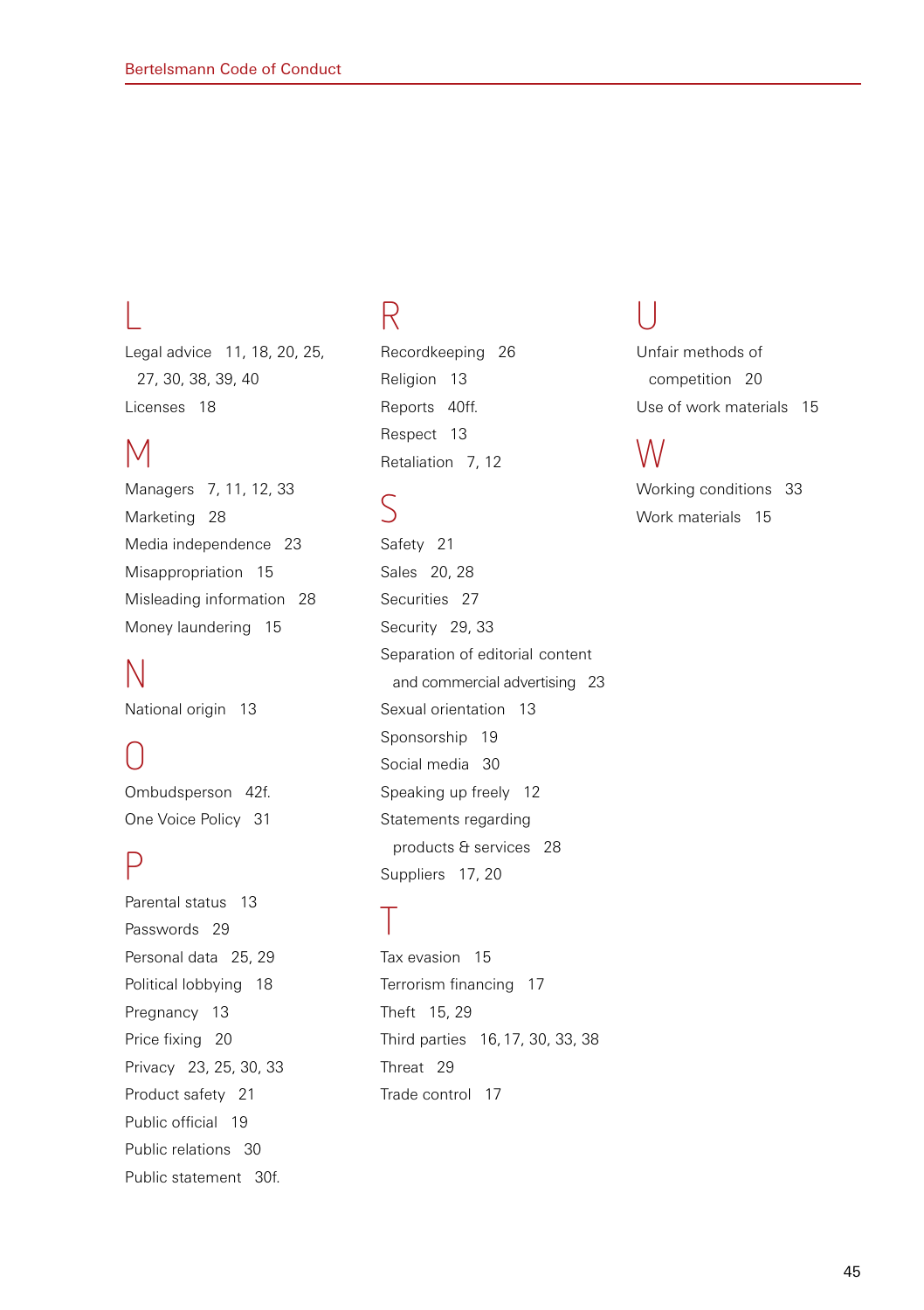## L

Legal advice 11, 18, 20, 25, 27, 30, 38, 39, 40
Licenses 18

## M

Managers 7, 11, 12, 33
Marketing 28
Media independence 23
Misappropriation 15
Misleading information 28
Money laundering 15

## N

National origin 13

## O

Ombudsperson 42f.
One Voice Policy 31

## P

Parental status 13
Passwords 29
Personal data 25, 29
Political lobbying 18
Pregnancy 13
Price fixing 20
Privacy 23, 25, 30, 33
Product safety 21
Public official 19
Public relations 30
Public statement 30f.

## R

Recordkeeping 26
Religion 13
Reports 40ff.
Respect 13
Retaliation 7, 12

## S

Safety 21
Sales 20, 28
Securities 27
Security 29, 33
Separation of editorial content and commercial advertising 23
Sexual orientation 13
Sponsorship 19
Social media 30
Speaking up freely 12
Statements regarding products & services 28
Suppliers 17, 20

## T

Tax evasion 15
Terrorism financing 17
Theft 15, 29
Third parties 16, 17, 30, 33, 38
Threat 29
Trade control 17

## U

Unfair methods of competition 20
Use of work materials 15

## W

Working conditions 33
Work materials 15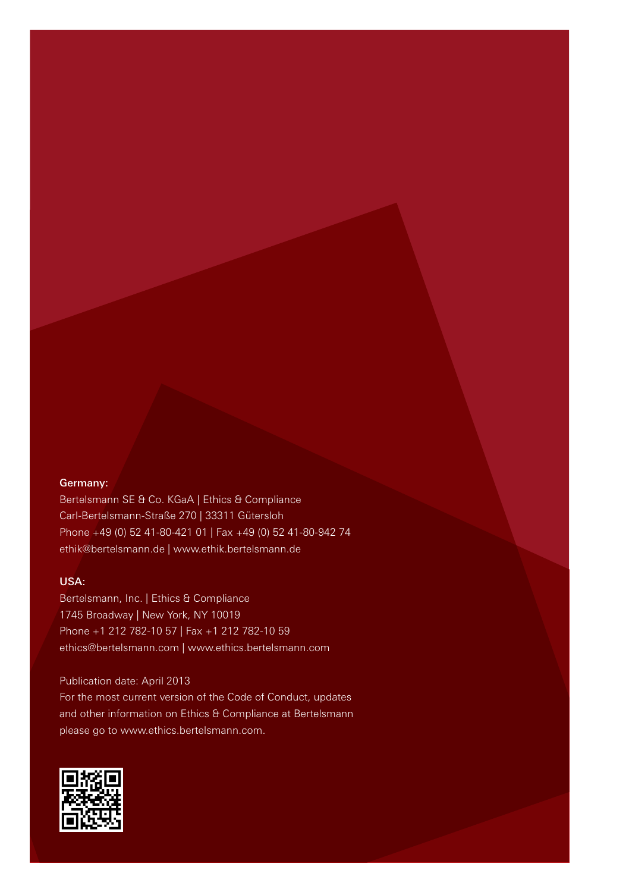**Germany:**

Bertelsmann SE & Co. KGaA | Ethics & Compliance
Carl-Bertelsmann-Straße 270 | 33311 Gütersloh
Phone +49 (0) 52 41-80-421 01 | Fax +49 (0) 52 41-80-942 74
ethik@bertelsmann.de | www.ethik.bertelsmann.de

**USA:**

Bertelsmann, Inc. | Ethics & Compliance
1745 Broadway | New York, NY 10019
Phone +1 212 782-10 57 | Fax +1 212 782-10 59
ethics@bertelsmann.com | www.ethics.bertelsmann.com

Publication date: April 2013
For the most current version of the Code of Conduct, updates and other information on Ethics & Compliance at Bertelsmann please go to www.ethics.bertelsmann.com.